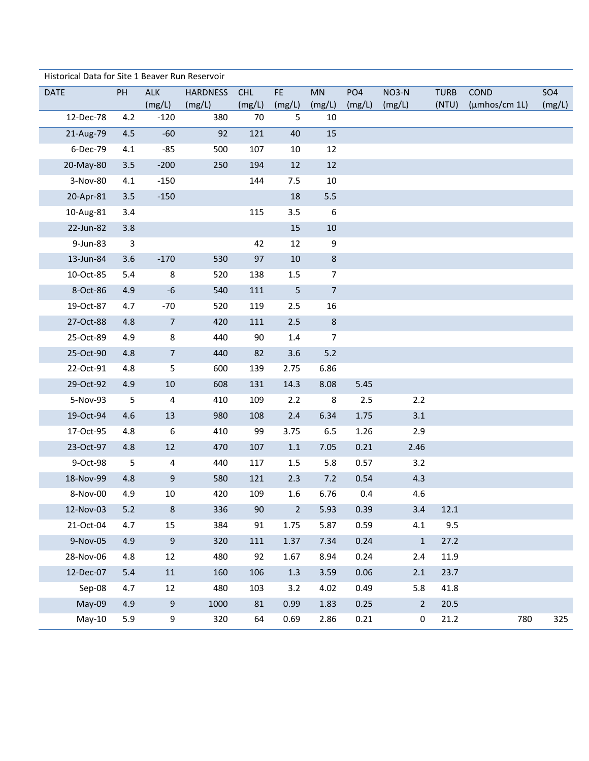Historical Data for Site 1 Beaver Run Reservoir

| DATE | PH | ALK (mg/L) | HARDNESS (mg/L) | CHL (mg/L) | FE (mg/L) | MN (mg/L) | PO4 (mg/L) | NO3-N (mg/L) | TURB (NTU) | COND (µmhos/cm 1L) | SO4 (mg/L) |
|---|---|---|---|---|---|---|---|---|---|---|---|
| 12-Dec-78 | 4.2 | -120 | 380 | 70 | 5 | 10 | | | | | |
| 21-Aug-79 | 4.5 | -60 | 92 | 121 | 40 | 15 | | | | | |
| 6-Dec-79 | 4.1 | -85 | 500 | 107 | 10 | 12 | | | | | |
| 20-May-80 | 3.5 | -200 | 250 | 194 | 12 | 12 | | | | | |
| 3-Nov-80 | 4.1 | -150 | | 144 | 7.5 | 10 | | | | | |
| 20-Apr-81 | 3.5 | -150 | | | 18 | 5.5 | | | | | |
| 10-Aug-81 | 3.4 | | | 115 | 3.5 | 6 | | | | | |
| 22-Jun-82 | 3.8 | | | | 15 | 10 | | | | | |
| 9-Jun-83 | 3 | | | 42 | 12 | 9 | | | | | |
| 13-Jun-84 | 3.6 | -170 | 530 | 97 | 10 | 8 | | | | | |
| 10-Oct-85 | 5.4 | 8 | 520 | 138 | 1.5 | 7 | | | | | |
| 8-Oct-86 | 4.9 | -6 | 540 | 111 | 5 | 7 | | | | | |
| 19-Oct-87 | 4.7 | -70 | 520 | 119 | 2.5 | 16 | | | | | |
| 27-Oct-88 | 4.8 | 7 | 420 | 111 | 2.5 | 8 | | | | | |
| 25-Oct-89 | 4.9 | 8 | 440 | 90 | 1.4 | 7 | | | | | |
| 25-Oct-90 | 4.8 | 7 | 440 | 82 | 3.6 | 5.2 | | | | | |
| 22-Oct-91 | 4.8 | 5 | 600 | 139 | 2.75 | 6.86 | | | | | |
| 29-Oct-92 | 4.9 | 10 | 608 | 131 | 14.3 | 8.08 | 5.45 | | | | |
| 5-Nov-93 | 5 | 4 | 410 | 109 | 2.2 | 8 | 2.5 | 2.2 | | | |
| 19-Oct-94 | 4.6 | 13 | 980 | 108 | 2.4 | 6.34 | 1.75 | 3.1 | | | |
| 17-Oct-95 | 4.8 | 6 | 410 | 99 | 3.75 | 6.5 | 1.26 | 2.9 | | | |
| 23-Oct-97 | 4.8 | 12 | 470 | 107 | 1.1 | 7.05 | 0.21 | 2.46 | | | |
| 9-Oct-98 | 5 | 4 | 440 | 117 | 1.5 | 5.8 | 0.57 | 3.2 | | | |
| 18-Nov-99 | 4.8 | 9 | 580 | 121 | 2.3 | 7.2 | 0.54 | 4.3 | | | |
| 8-Nov-00 | 4.9 | 10 | 420 | 109 | 1.6 | 6.76 | 0.4 | 4.6 | | | |
| 12-Nov-03 | 5.2 | 8 | 336 | 90 | 2 | 5.93 | 0.39 | 3.4 | 12.1 | | |
| 21-Oct-04 | 4.7 | 15 | 384 | 91 | 1.75 | 5.87 | 0.59 | 4.1 | 9.5 | | |
| 9-Nov-05 | 4.9 | 9 | 320 | 111 | 1.37 | 7.34 | 0.24 | 1 | 27.2 | | |
| 28-Nov-06 | 4.8 | 12 | 480 | 92 | 1.67 | 8.94 | 0.24 | 2.4 | 11.9 | | |
| 12-Dec-07 | 5.4 | 11 | 160 | 106 | 1.3 | 3.59 | 0.06 | 2.1 | 23.7 | | |
| Sep-08 | 4.7 | 12 | 480 | 103 | 3.2 | 4.02 | 0.49 | 5.8 | 41.8 | | |
| May-09 | 4.9 | 9 | 1000 | 81 | 0.99 | 1.83 | 0.25 | 2 | 20.5 | | |
| May-10 | 5.9 | 9 | 320 | 64 | 0.69 | 2.86 | 0.21 | 0 | 21.2 | 780 | 325 |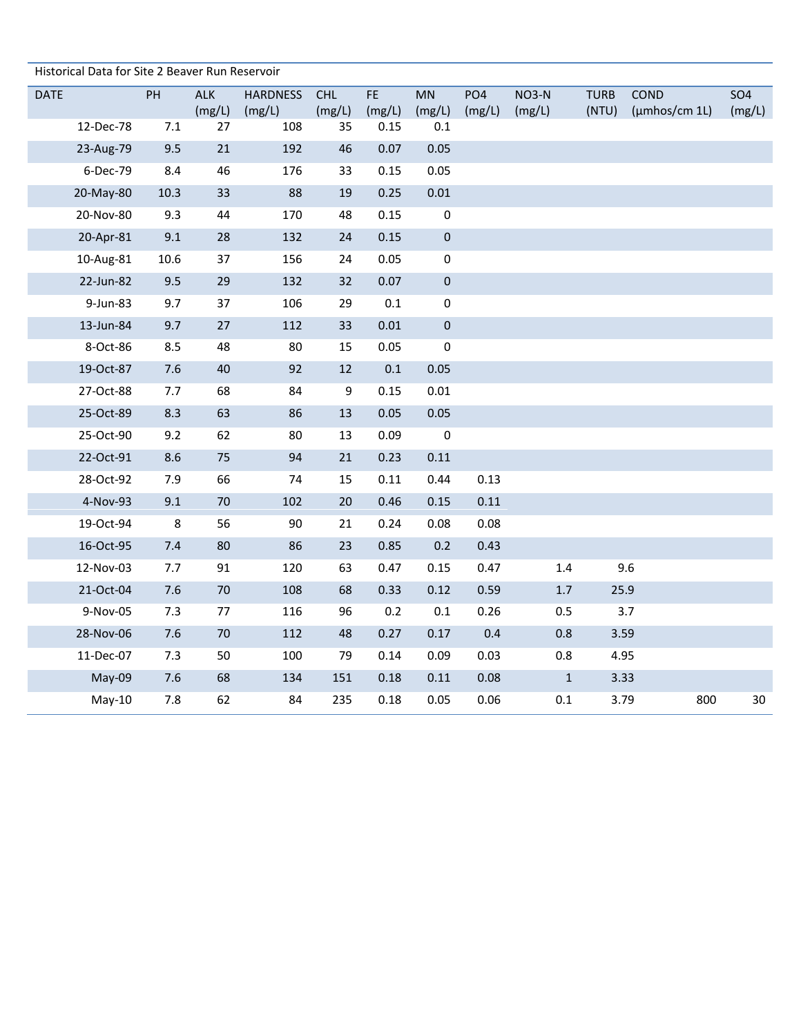Historical Data for Site 2 Beaver Run Reservoir

| DATE | PH | ALK (mg/L) | HARDNESS (mg/L) | CHL (mg/L) | FE (mg/L) | MN (mg/L) | PO4 (mg/L) | NO3-N (mg/L) | TURB (NTU) | COND (µmhos/cm 1L) | SO4 (mg/L) |
|---|---|---|---|---|---|---|---|---|---|---|---|
| 12-Dec-78 | 7.1 | 27 | 108 | 35 | 0.15 | 0.1 | | | | | |
| 23-Aug-79 | 9.5 | 21 | 192 | 46 | 0.07 | 0.05 | | | | | |
| 6-Dec-79 | 8.4 | 46 | 176 | 33 | 0.15 | 0.05 | | | | | |
| 20-May-80 | 10.3 | 33 | 88 | 19 | 0.25 | 0.01 | | | | | |
| 20-Nov-80 | 9.3 | 44 | 170 | 48 | 0.15 | 0 | | | | | |
| 20-Apr-81 | 9.1 | 28 | 132 | 24 | 0.15 | 0 | | | | | |
| 10-Aug-81 | 10.6 | 37 | 156 | 24 | 0.05 | 0 | | | | | |
| 22-Jun-82 | 9.5 | 29 | 132 | 32 | 0.07 | 0 | | | | | |
| 9-Jun-83 | 9.7 | 37 | 106 | 29 | 0.1 | 0 | | | | | |
| 13-Jun-84 | 9.7 | 27 | 112 | 33 | 0.01 | 0 | | | | | |
| 8-Oct-86 | 8.5 | 48 | 80 | 15 | 0.05 | 0 | | | | | |
| 19-Oct-87 | 7.6 | 40 | 92 | 12 | 0.1 | 0.05 | | | | | |
| 27-Oct-88 | 7.7 | 68 | 84 | 9 | 0.15 | 0.01 | | | | | |
| 25-Oct-89 | 8.3 | 63 | 86 | 13 | 0.05 | 0.05 | | | | | |
| 25-Oct-90 | 9.2 | 62 | 80 | 13 | 0.09 | 0 | | | | | |
| 22-Oct-91 | 8.6 | 75 | 94 | 21 | 0.23 | 0.11 | | | | | |
| 28-Oct-92 | 7.9 | 66 | 74 | 15 | 0.11 | 0.44 | 0.13 | | | | |
| 4-Nov-93 | 9.1 | 70 | 102 | 20 | 0.46 | 0.15 | 0.11 | | | | |
| 19-Oct-94 | 8 | 56 | 90 | 21 | 0.24 | 0.08 | 0.08 | | | | |
| 16-Oct-95 | 7.4 | 80 | 86 | 23 | 0.85 | 0.2 | 0.43 | | | | |
| 12-Nov-03 | 7.7 | 91 | 120 | 63 | 0.47 | 0.15 | 0.47 | 1.4 | 9.6 | | |
| 21-Oct-04 | 7.6 | 70 | 108 | 68 | 0.33 | 0.12 | 0.59 | 1.7 | 25.9 | | |
| 9-Nov-05 | 7.3 | 77 | 116 | 96 | 0.2 | 0.1 | 0.26 | 0.5 | 3.7 | | |
| 28-Nov-06 | 7.6 | 70 | 112 | 48 | 0.27 | 0.17 | 0.4 | 0.8 | 3.59 | | |
| 11-Dec-07 | 7.3 | 50 | 100 | 79 | 0.14 | 0.09 | 0.03 | 0.8 | 4.95 | | |
| May-09 | 7.6 | 68 | 134 | 151 | 0.18 | 0.11 | 0.08 | 1 | 3.33 | | |
| May-10 | 7.8 | 62 | 84 | 235 | 0.18 | 0.05 | 0.06 | 0.1 | 3.79 | 800 | 30 |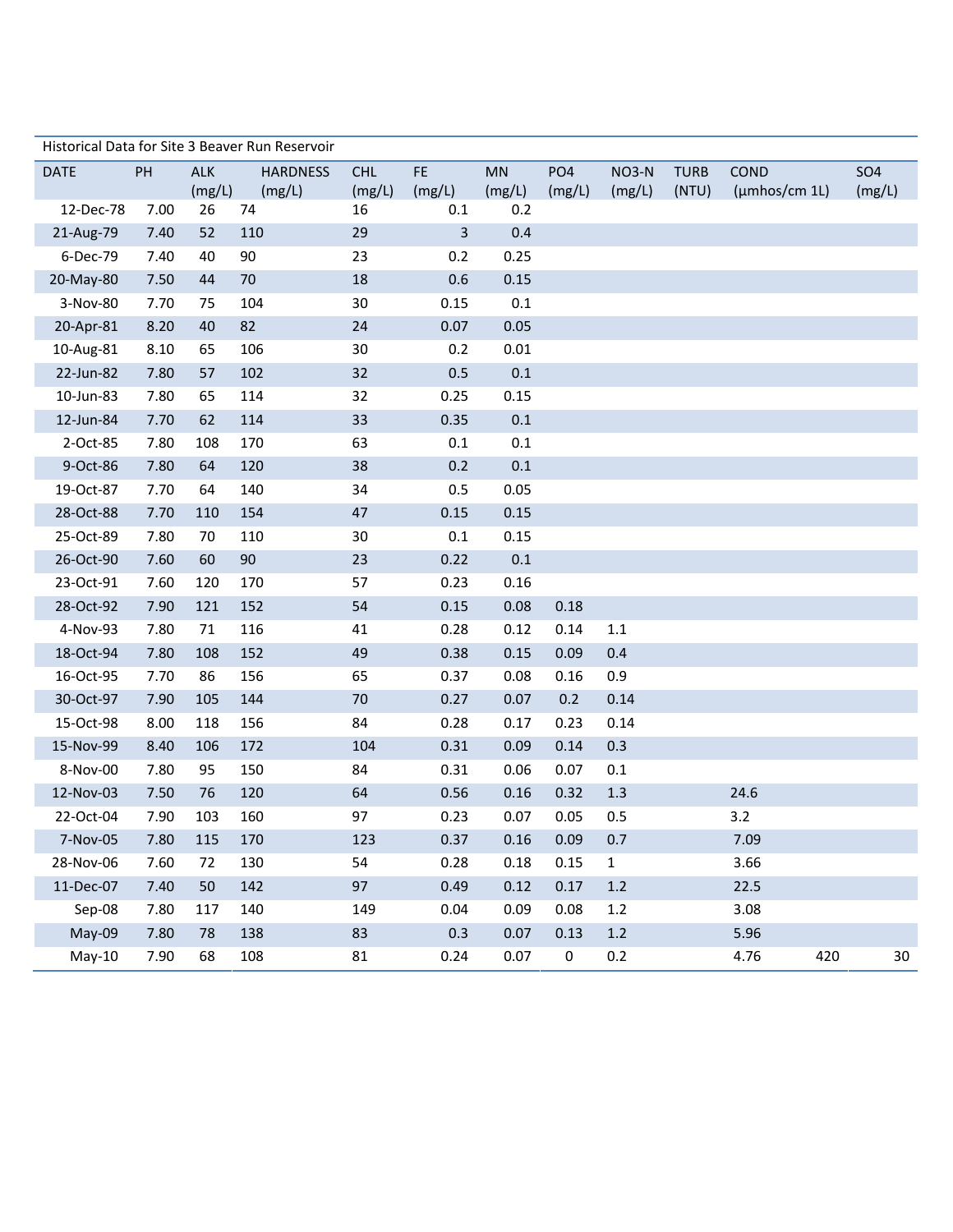Historical Data for Site 3 Beaver Run Reservoir

| DATE | PH | ALK (mg/L) | HARDNESS (mg/L) | CHL (mg/L) | FE (mg/L) | MN (mg/L) | PO4 (mg/L) | NO3-N (mg/L) | TURB (NTU) | COND (µmhos/cm 1L) | SO4 (mg/L) |
|---|---|---|---|---|---|---|---|---|---|---|---|
| 12-Dec-78 | 7.00 | 26 | 74 | 16 | 0.1 | 0.2 | | | | | |
| 21-Aug-79 | 7.40 | 52 | 110 | 29 | 3 | 0.4 | | | | | |
| 6-Dec-79 | 7.40 | 40 | 90 | 23 | 0.2 | 0.25 | | | | | |
| 20-May-80 | 7.50 | 44 | 70 | 18 | 0.6 | 0.15 | | | | | |
| 3-Nov-80 | 7.70 | 75 | 104 | 30 | 0.15 | 0.1 | | | | | |
| 20-Apr-81 | 8.20 | 40 | 82 | 24 | 0.07 | 0.05 | | | | | |
| 10-Aug-81 | 8.10 | 65 | 106 | 30 | 0.2 | 0.01 | | | | | |
| 22-Jun-82 | 7.80 | 57 | 102 | 32 | 0.5 | 0.1 | | | | | |
| 10-Jun-83 | 7.80 | 65 | 114 | 32 | 0.25 | 0.15 | | | | | |
| 12-Jun-84 | 7.70 | 62 | 114 | 33 | 0.35 | 0.1 | | | | | |
| 2-Oct-85 | 7.80 | 108 | 170 | 63 | 0.1 | 0.1 | | | | | |
| 9-Oct-86 | 7.80 | 64 | 120 | 38 | 0.2 | 0.1 | | | | | |
| 19-Oct-87 | 7.70 | 64 | 140 | 34 | 0.5 | 0.05 | | | | | |
| 28-Oct-88 | 7.70 | 110 | 154 | 47 | 0.15 | 0.15 | | | | | |
| 25-Oct-89 | 7.80 | 70 | 110 | 30 | 0.1 | 0.15 | | | | | |
| 26-Oct-90 | 7.60 | 60 | 90 | 23 | 0.22 | 0.1 | | | | | |
| 23-Oct-91 | 7.60 | 120 | 170 | 57 | 0.23 | 0.16 | | | | | |
| 28-Oct-92 | 7.90 | 121 | 152 | 54 | 0.15 | 0.08 | 0.18 | | | | |
| 4-Nov-93 | 7.80 | 71 | 116 | 41 | 0.28 | 0.12 | 0.14 | 1.1 | | | |
| 18-Oct-94 | 7.80 | 108 | 152 | 49 | 0.38 | 0.15 | 0.09 | 0.4 | | | |
| 16-Oct-95 | 7.70 | 86 | 156 | 65 | 0.37 | 0.08 | 0.16 | 0.9 | | | |
| 30-Oct-97 | 7.90 | 105 | 144 | 70 | 0.27 | 0.07 | 0.2 | 0.14 | | | |
| 15-Oct-98 | 8.00 | 118 | 156 | 84 | 0.28 | 0.17 | 0.23 | 0.14 | | | |
| 15-Nov-99 | 8.40 | 106 | 172 | 104 | 0.31 | 0.09 | 0.14 | 0.3 | | | |
| 8-Nov-00 | 7.80 | 95 | 150 | 84 | 0.31 | 0.06 | 0.07 | 0.1 | | | |
| 12-Nov-03 | 7.50 | 76 | 120 | 64 | 0.56 | 0.16 | 0.32 | 1.3 | 24.6 | | |
| 22-Oct-04 | 7.90 | 103 | 160 | 97 | 0.23 | 0.07 | 0.05 | 0.5 | 3.2 | | |
| 7-Nov-05 | 7.80 | 115 | 170 | 123 | 0.37 | 0.16 | 0.09 | 0.7 | 7.09 | | |
| 28-Nov-06 | 7.60 | 72 | 130 | 54 | 0.28 | 0.18 | 0.15 | 1 | 3.66 | | |
| 11-Dec-07 | 7.40 | 50 | 142 | 97 | 0.49 | 0.12 | 0.17 | 1.2 | 22.5 | | |
| Sep-08 | 7.80 | 117 | 140 | 149 | 0.04 | 0.09 | 0.08 | 1.2 | 3.08 | | |
| May-09 | 7.80 | 78 | 138 | 83 | 0.3 | 0.07 | 0.13 | 1.2 | 5.96 | | |
| May-10 | 7.90 | 68 | 108 | 81 | 0.24 | 0.07 | 0 | 0.2 | 4.76 | 420 | 30 |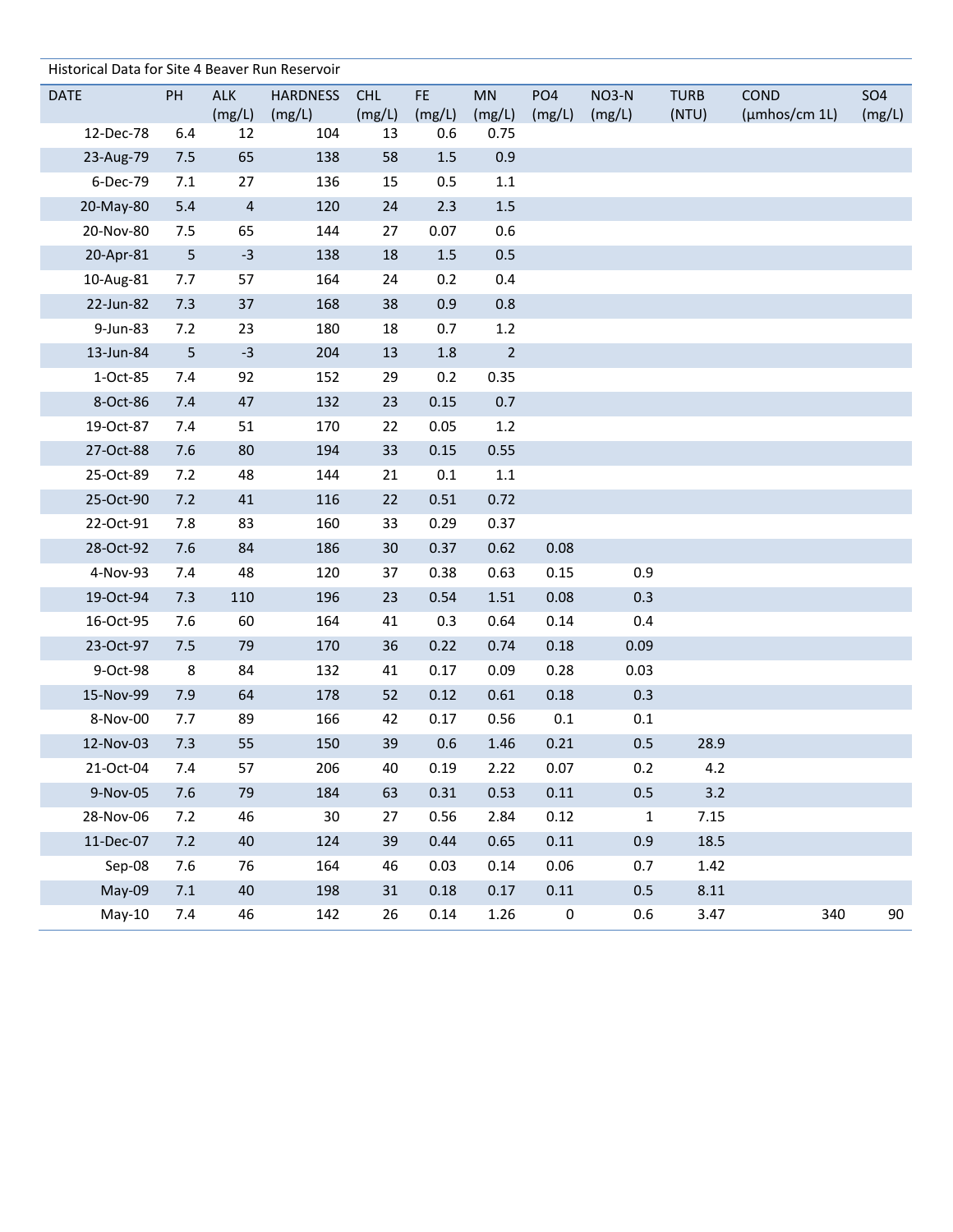Historical Data for Site 4 Beaver Run Reservoir

| DATE | PH | ALK (mg/L) | HARDNESS (mg/L) | CHL (mg/L) | FE (mg/L) | MN (mg/L) | PO4 (mg/L) | NO3-N (mg/L) | TURB (NTU) | COND (µmhos/cm 1L) | SO4 (mg/L) |
|---|---|---|---|---|---|---|---|---|---|---|---|
| 12-Dec-78 | 6.4 | 12 | 104 | 13 | 0.6 | 0.75 | | | | | |
| 23-Aug-79 | 7.5 | 65 | 138 | 58 | 1.5 | 0.9 | | | | | |
| 6-Dec-79 | 7.1 | 27 | 136 | 15 | 0.5 | 1.1 | | | | | |
| 20-May-80 | 5.4 | 4 | 120 | 24 | 2.3 | 1.5 | | | | | |
| 20-Nov-80 | 7.5 | 65 | 144 | 27 | 0.07 | 0.6 | | | | | |
| 20-Apr-81 | 5 | -3 | 138 | 18 | 1.5 | 0.5 | | | | | |
| 10-Aug-81 | 7.7 | 57 | 164 | 24 | 0.2 | 0.4 | | | | | |
| 22-Jun-82 | 7.3 | 37 | 168 | 38 | 0.9 | 0.8 | | | | | |
| 9-Jun-83 | 7.2 | 23 | 180 | 18 | 0.7 | 1.2 | | | | | |
| 13-Jun-84 | 5 | -3 | 204 | 13 | 1.8 | 2 | | | | | |
| 1-Oct-85 | 7.4 | 92 | 152 | 29 | 0.2 | 0.35 | | | | | |
| 8-Oct-86 | 7.4 | 47 | 132 | 23 | 0.15 | 0.7 | | | | | |
| 19-Oct-87 | 7.4 | 51 | 170 | 22 | 0.05 | 1.2 | | | | | |
| 27-Oct-88 | 7.6 | 80 | 194 | 33 | 0.15 | 0.55 | | | | | |
| 25-Oct-89 | 7.2 | 48 | 144 | 21 | 0.1 | 1.1 | | | | | |
| 25-Oct-90 | 7.2 | 41 | 116 | 22 | 0.51 | 0.72 | | | | | |
| 22-Oct-91 | 7.8 | 83 | 160 | 33 | 0.29 | 0.37 | | | | | |
| 28-Oct-92 | 7.6 | 84 | 186 | 30 | 0.37 | 0.62 | 0.08 | | | | |
| 4-Nov-93 | 7.4 | 48 | 120 | 37 | 0.38 | 0.63 | 0.15 | 0.9 | | | |
| 19-Oct-94 | 7.3 | 110 | 196 | 23 | 0.54 | 1.51 | 0.08 | 0.3 | | | |
| 16-Oct-95 | 7.6 | 60 | 164 | 41 | 0.3 | 0.64 | 0.14 | 0.4 | | | |
| 23-Oct-97 | 7.5 | 79 | 170 | 36 | 0.22 | 0.74 | 0.18 | 0.09 | | | |
| 9-Oct-98 | 8 | 84 | 132 | 41 | 0.17 | 0.09 | 0.28 | 0.03 | | | |
| 15-Nov-99 | 7.9 | 64 | 178 | 52 | 0.12 | 0.61 | 0.18 | 0.3 | | | |
| 8-Nov-00 | 7.7 | 89 | 166 | 42 | 0.17 | 0.56 | 0.1 | 0.1 | | | |
| 12-Nov-03 | 7.3 | 55 | 150 | 39 | 0.6 | 1.46 | 0.21 | 0.5 | 28.9 | | |
| 21-Oct-04 | 7.4 | 57 | 206 | 40 | 0.19 | 2.22 | 0.07 | 0.2 | 4.2 | | |
| 9-Nov-05 | 7.6 | 79 | 184 | 63 | 0.31 | 0.53 | 0.11 | 0.5 | 3.2 | | |
| 28-Nov-06 | 7.2 | 46 | 30 | 27 | 0.56 | 2.84 | 0.12 | 1 | 7.15 | | |
| 11-Dec-07 | 7.2 | 40 | 124 | 39 | 0.44 | 0.65 | 0.11 | 0.9 | 18.5 | | |
| Sep-08 | 7.6 | 76 | 164 | 46 | 0.03 | 0.14 | 0.06 | 0.7 | 1.42 | | |
| May-09 | 7.1 | 40 | 198 | 31 | 0.18 | 0.17 | 0.11 | 0.5 | 8.11 | | |
| May-10 | 7.4 | 46 | 142 | 26 | 0.14 | 1.26 | 0 | 0.6 | 3.47 | 340 | 90 |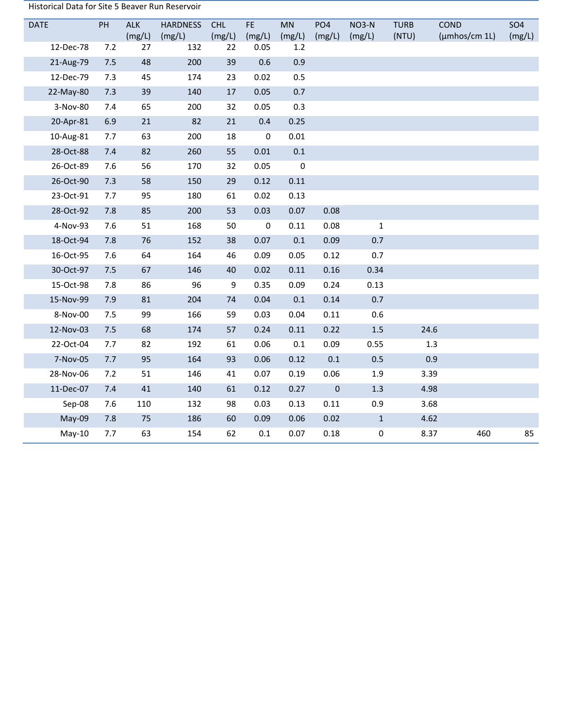Historical Data for Site 5 Beaver Run Reservoir

| DATE | PH | ALK (mg/L) | HARDNESS (mg/L) | CHL (mg/L) | FE (mg/L) | MN (mg/L) | PO4 (mg/L) | NO3-N (mg/L) | TURB (NTU) | COND (µmhos/cm 1L) | SO4 (mg/L) |
|---|---|---|---|---|---|---|---|---|---|---|---|
| 12-Dec-78 | 7.2 | 27 | 132 | 22 | 0.05 | 1.2 | | | | | |
| 21-Aug-79 | 7.5 | 48 | 200 | 39 | 0.6 | 0.9 | | | | | |
| 12-Dec-79 | 7.3 | 45 | 174 | 23 | 0.02 | 0.5 | | | | | |
| 22-May-80 | 7.3 | 39 | 140 | 17 | 0.05 | 0.7 | | | | | |
| 3-Nov-80 | 7.4 | 65 | 200 | 32 | 0.05 | 0.3 | | | | | |
| 20-Apr-81 | 6.9 | 21 | 82 | 21 | 0.4 | 0.25 | | | | | |
| 10-Aug-81 | 7.7 | 63 | 200 | 18 | 0 | 0.01 | | | | | |
| 28-Oct-88 | 7.4 | 82 | 260 | 55 | 0.01 | 0.1 | | | | | |
| 26-Oct-89 | 7.6 | 56 | 170 | 32 | 0.05 | 0 | | | | | |
| 26-Oct-90 | 7.3 | 58 | 150 | 29 | 0.12 | 0.11 | | | | | |
| 23-Oct-91 | 7.7 | 95 | 180 | 61 | 0.02 | 0.13 | | | | | |
| 28-Oct-92 | 7.8 | 85 | 200 | 53 | 0.03 | 0.07 | 0.08 | | | | |
| 4-Nov-93 | 7.6 | 51 | 168 | 50 | 0 | 0.11 | 0.08 | 1 | | | |
| 18-Oct-94 | 7.8 | 76 | 152 | 38 | 0.07 | 0.1 | 0.09 | 0.7 | | | |
| 16-Oct-95 | 7.6 | 64 | 164 | 46 | 0.09 | 0.05 | 0.12 | 0.7 | | | |
| 30-Oct-97 | 7.5 | 67 | 146 | 40 | 0.02 | 0.11 | 0.16 | 0.34 | | | |
| 15-Oct-98 | 7.8 | 86 | 96 | 9 | 0.35 | 0.09 | 0.24 | 0.13 | | | |
| 15-Nov-99 | 7.9 | 81 | 204 | 74 | 0.04 | 0.1 | 0.14 | 0.7 | | | |
| 8-Nov-00 | 7.5 | 99 | 166 | 59 | 0.03 | 0.04 | 0.11 | 0.6 | | | |
| 12-Nov-03 | 7.5 | 68 | 174 | 57 | 0.24 | 0.11 | 0.22 | 1.5 | 24.6 | | |
| 22-Oct-04 | 7.7 | 82 | 192 | 61 | 0.06 | 0.1 | 0.09 | 0.55 | 1.3 | | |
| 7-Nov-05 | 7.7 | 95 | 164 | 93 | 0.06 | 0.12 | 0.1 | 0.5 | 0.9 | | |
| 28-Nov-06 | 7.2 | 51 | 146 | 41 | 0.07 | 0.19 | 0.06 | 1.9 | 3.39 | | |
| 11-Dec-07 | 7.4 | 41 | 140 | 61 | 0.12 | 0.27 | 0 | 1.3 | 4.98 | | |
| Sep-08 | 7.6 | 110 | 132 | 98 | 0.03 | 0.13 | 0.11 | 0.9 | 3.68 | | |
| May-09 | 7.8 | 75 | 186 | 60 | 0.09 | 0.06 | 0.02 | 1 | 4.62 | | |
| May-10 | 7.7 | 63 | 154 | 62 | 0.1 | 0.07 | 0.18 | 0 | 8.37 | 460 | 85 |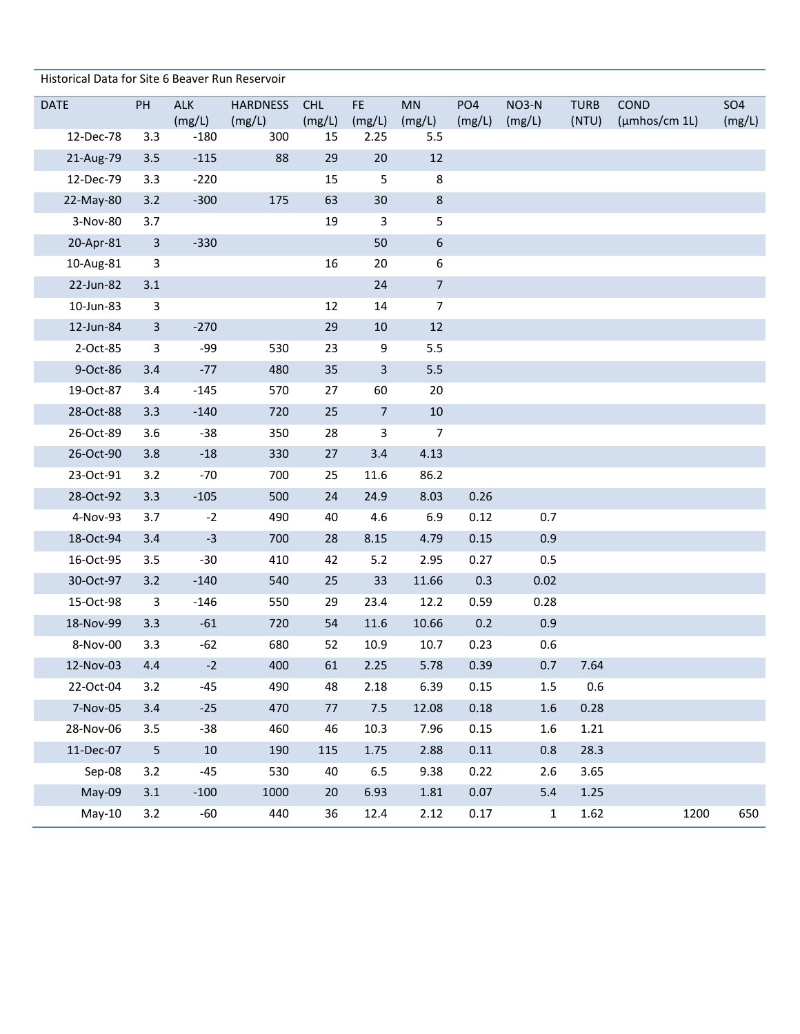Historical Data for Site 6 Beaver Run Reservoir

| DATE | PH | ALK (mg/L) | HARDNESS (mg/L) | CHL (mg/L) | FE (mg/L) | MN (mg/L) | PO4 (mg/L) | NO3-N (mg/L) | TURB (NTU) | COND (µmhos/cm 1L) | SO4 (mg/L) |
|---|---|---|---|---|---|---|---|---|---|---|---|
| 12-Dec-78 | 3.3 | -180 | 300 | 15 | 2.25 | 5.5 | | | | | |
| 21-Aug-79 | 3.5 | -115 | 88 | 29 | 20 | 12 | | | | | |
| 12-Dec-79 | 3.3 | -220 | | 15 | 5 | 8 | | | | | |
| 22-May-80 | 3.2 | -300 | 175 | 63 | 30 | 8 | | | | | |
| 3-Nov-80 | 3.7 | | | 19 | 3 | 5 | | | | | |
| 20-Apr-81 | 3 | -330 | | | 50 | 6 | | | | | |
| 10-Aug-81 | 3 | | | 16 | 20 | 6 | | | | | |
| 22-Jun-82 | 3.1 | | | | 24 | 7 | | | | | |
| 10-Jun-83 | 3 | | | 12 | 14 | 7 | | | | | |
| 12-Jun-84 | 3 | -270 | | 29 | 10 | 12 | | | | | |
| 2-Oct-85 | 3 | -99 | 530 | 23 | 9 | 5.5 | | | | | |
| 9-Oct-86 | 3.4 | -77 | 480 | 35 | 3 | 5.5 | | | | | |
| 19-Oct-87 | 3.4 | -145 | 570 | 27 | 60 | 20 | | | | | |
| 28-Oct-88 | 3.3 | -140 | 720 | 25 | 7 | 10 | | | | | |
| 26-Oct-89 | 3.6 | -38 | 350 | 28 | 3 | 7 | | | | | |
| 26-Oct-90 | 3.8 | -18 | 330 | 27 | 3.4 | 4.13 | | | | | |
| 23-Oct-91 | 3.2 | -70 | 700 | 25 | 11.6 | 86.2 | | | | | |
| 28-Oct-92 | 3.3 | -105 | 500 | 24 | 24.9 | 8.03 | 0.26 | | | | |
| 4-Nov-93 | 3.7 | -2 | 490 | 40 | 4.6 | 6.9 | 0.12 | 0.7 | | | |
| 18-Oct-94 | 3.4 | -3 | 700 | 28 | 8.15 | 4.79 | 0.15 | 0.9 | | | |
| 16-Oct-95 | 3.5 | -30 | 410 | 42 | 5.2 | 2.95 | 0.27 | 0.5 | | | |
| 30-Oct-97 | 3.2 | -140 | 540 | 25 | 33 | 11.66 | 0.3 | 0.02 | | | |
| 15-Oct-98 | 3 | -146 | 550 | 29 | 23.4 | 12.2 | 0.59 | 0.28 | | | |
| 18-Nov-99 | 3.3 | -61 | 720 | 54 | 11.6 | 10.66 | 0.2 | 0.9 | | | |
| 8-Nov-00 | 3.3 | -62 | 680 | 52 | 10.9 | 10.7 | 0.23 | 0.6 | | | |
| 12-Nov-03 | 4.4 | -2 | 400 | 61 | 2.25 | 5.78 | 0.39 | 0.7 | 7.64 | | |
| 22-Oct-04 | 3.2 | -45 | 490 | 48 | 2.18 | 6.39 | 0.15 | 1.5 | 0.6 | | |
| 7-Nov-05 | 3.4 | -25 | 470 | 77 | 7.5 | 12.08 | 0.18 | 1.6 | 0.28 | | |
| 28-Nov-06 | 3.5 | -38 | 460 | 46 | 10.3 | 7.96 | 0.15 | 1.6 | 1.21 | | |
| 11-Dec-07 | 5 | 10 | 190 | 115 | 1.75 | 2.88 | 0.11 | 0.8 | 28.3 | | |
| Sep-08 | 3.2 | -45 | 530 | 40 | 6.5 | 9.38 | 0.22 | 2.6 | 3.65 | | |
| May-09 | 3.1 | -100 | 1000 | 20 | 6.93 | 1.81 | 0.07 | 5.4 | 1.25 | | |
| May-10 | 3.2 | -60 | 440 | 36 | 12.4 | 2.12 | 0.17 | 1 | 1.62 | 1200 | 650 |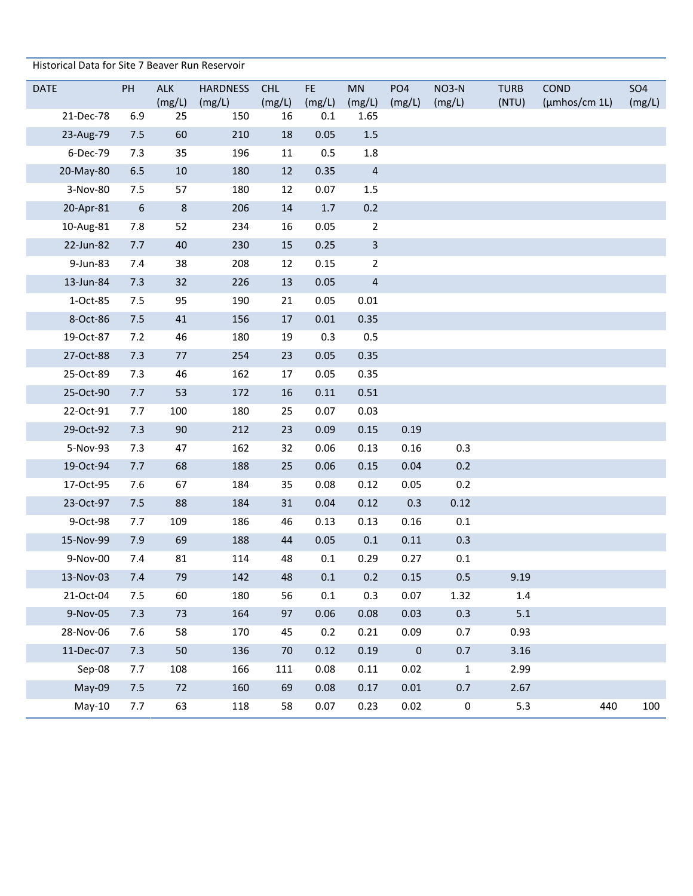Historical Data for Site 7 Beaver Run Reservoir

| DATE | PH | ALK (mg/L) | HARDNESS (mg/L) | CHL (mg/L) | FE (mg/L) | MN (mg/L) | PO4 (mg/L) | NO3-N (mg/L) | TURB (NTU) | COND (µmhos/cm 1L) | SO4 (mg/L) |
|---|---|---|---|---|---|---|---|---|---|---|---|
| 21-Dec-78 | 6.9 | 25 | 150 | 16 | 0.1 | 1.65 | | | | | |
| 23-Aug-79 | 7.5 | 60 | 210 | 18 | 0.05 | 1.5 | | | | | |
| 6-Dec-79 | 7.3 | 35 | 196 | 11 | 0.5 | 1.8 | | | | | |
| 20-May-80 | 6.5 | 10 | 180 | 12 | 0.35 | 4 | | | | | |
| 3-Nov-80 | 7.5 | 57 | 180 | 12 | 0.07 | 1.5 | | | | | |
| 20-Apr-81 | 6 | 8 | 206 | 14 | 1.7 | 0.2 | | | | | |
| 10-Aug-81 | 7.8 | 52 | 234 | 16 | 0.05 | 2 | | | | | |
| 22-Jun-82 | 7.7 | 40 | 230 | 15 | 0.25 | 3 | | | | | |
| 9-Jun-83 | 7.4 | 38 | 208 | 12 | 0.15 | 2 | | | | | |
| 13-Jun-84 | 7.3 | 32 | 226 | 13 | 0.05 | 4 | | | | | |
| 1-Oct-85 | 7.5 | 95 | 190 | 21 | 0.05 | 0.01 | | | | | |
| 8-Oct-86 | 7.5 | 41 | 156 | 17 | 0.01 | 0.35 | | | | | |
| 19-Oct-87 | 7.2 | 46 | 180 | 19 | 0.3 | 0.5 | | | | | |
| 27-Oct-88 | 7.3 | 77 | 254 | 23 | 0.05 | 0.35 | | | | | |
| 25-Oct-89 | 7.3 | 46 | 162 | 17 | 0.05 | 0.35 | | | | | |
| 25-Oct-90 | 7.7 | 53 | 172 | 16 | 0.11 | 0.51 | | | | | |
| 22-Oct-91 | 7.7 | 100 | 180 | 25 | 0.07 | 0.03 | | | | | |
| 29-Oct-92 | 7.3 | 90 | 212 | 23 | 0.09 | 0.15 | 0.19 | | | | |
| 5-Nov-93 | 7.3 | 47 | 162 | 32 | 0.06 | 0.13 | 0.16 | 0.3 | | | |
| 19-Oct-94 | 7.7 | 68 | 188 | 25 | 0.06 | 0.15 | 0.04 | 0.2 | | | |
| 17-Oct-95 | 7.6 | 67 | 184 | 35 | 0.08 | 0.12 | 0.05 | 0.2 | | | |
| 23-Oct-97 | 7.5 | 88 | 184 | 31 | 0.04 | 0.12 | 0.3 | 0.12 | | | |
| 9-Oct-98 | 7.7 | 109 | 186 | 46 | 0.13 | 0.13 | 0.16 | 0.1 | | | |
| 15-Nov-99 | 7.9 | 69 | 188 | 44 | 0.05 | 0.1 | 0.11 | 0.3 | | | |
| 9-Nov-00 | 7.4 | 81 | 114 | 48 | 0.1 | 0.29 | 0.27 | 0.1 | | | |
| 13-Nov-03 | 7.4 | 79 | 142 | 48 | 0.1 | 0.2 | 0.15 | 0.5 | 9.19 | | |
| 21-Oct-04 | 7.5 | 60 | 180 | 56 | 0.1 | 0.3 | 0.07 | 1.32 | 1.4 | | |
| 9-Nov-05 | 7.3 | 73 | 164 | 97 | 0.06 | 0.08 | 0.03 | 0.3 | 5.1 | | |
| 28-Nov-06 | 7.6 | 58 | 170 | 45 | 0.2 | 0.21 | 0.09 | 0.7 | 0.93 | | |
| 11-Dec-07 | 7.3 | 50 | 136 | 70 | 0.12 | 0.19 | 0 | 0.7 | 3.16 | | |
| Sep-08 | 7.7 | 108 | 166 | 111 | 0.08 | 0.11 | 0.02 | 1 | 2.99 | | |
| May-09 | 7.5 | 72 | 160 | 69 | 0.08 | 0.17 | 0.01 | 0.7 | 2.67 | | |
| May-10 | 7.7 | 63 | 118 | 58 | 0.07 | 0.23 | 0.02 | 0 | 5.3 | 440 | 100 |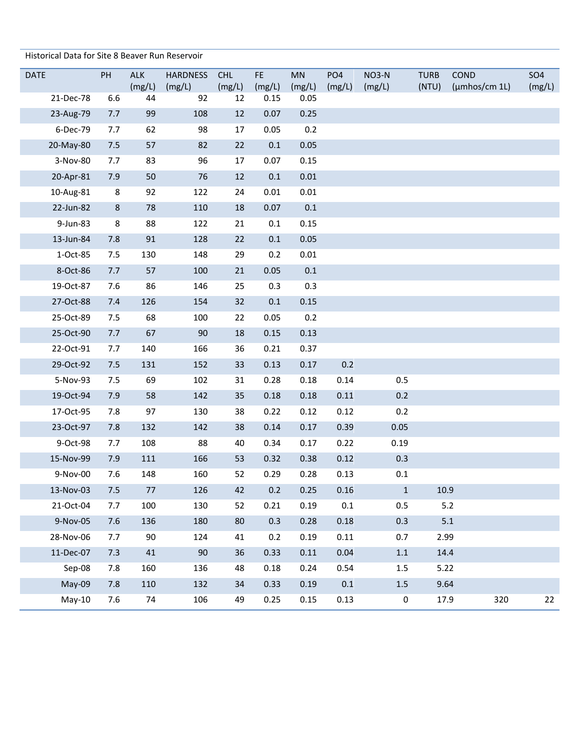Historical Data for Site 8 Beaver Run Reservoir

| DATE | PH | ALK (mg/L) | HARDNESS (mg/L) | CHL (mg/L) | FE (mg/L) | MN (mg/L) | PO4 (mg/L) | NO3-N (mg/L) | TURB (NTU) | COND (µmhos/cm 1L) | SO4 (mg/L) |
|---|---|---|---|---|---|---|---|---|---|---|---|
| 21-Dec-78 | 6.6 | 44 | 92 | 12 | 0.15 | 0.05 | | | | | |
| 23-Aug-79 | 7.7 | 99 | 108 | 12 | 0.07 | 0.25 | | | | | |
| 6-Dec-79 | 7.7 | 62 | 98 | 17 | 0.05 | 0.2 | | | | | |
| 20-May-80 | 7.5 | 57 | 82 | 22 | 0.1 | 0.05 | | | | | |
| 3-Nov-80 | 7.7 | 83 | 96 | 17 | 0.07 | 0.15 | | | | | |
| 20-Apr-81 | 7.9 | 50 | 76 | 12 | 0.1 | 0.01 | | | | | |
| 10-Aug-81 | 8 | 92 | 122 | 24 | 0.01 | 0.01 | | | | | |
| 22-Jun-82 | 8 | 78 | 110 | 18 | 0.07 | 0.1 | | | | | |
| 9-Jun-83 | 8 | 88 | 122 | 21 | 0.1 | 0.15 | | | | | |
| 13-Jun-84 | 7.8 | 91 | 128 | 22 | 0.1 | 0.05 | | | | | |
| 1-Oct-85 | 7.5 | 130 | 148 | 29 | 0.2 | 0.01 | | | | | |
| 8-Oct-86 | 7.7 | 57 | 100 | 21 | 0.05 | 0.1 | | | | | |
| 19-Oct-87 | 7.6 | 86 | 146 | 25 | 0.3 | 0.3 | | | | | |
| 27-Oct-88 | 7.4 | 126 | 154 | 32 | 0.1 | 0.15 | | | | | |
| 25-Oct-89 | 7.5 | 68 | 100 | 22 | 0.05 | 0.2 | | | | | |
| 25-Oct-90 | 7.7 | 67 | 90 | 18 | 0.15 | 0.13 | | | | | |
| 22-Oct-91 | 7.7 | 140 | 166 | 36 | 0.21 | 0.37 | | | | | |
| 29-Oct-92 | 7.5 | 131 | 152 | 33 | 0.13 | 0.17 | 0.2 | | | | |
| 5-Nov-93 | 7.5 | 69 | 102 | 31 | 0.28 | 0.18 | 0.14 | 0.5 | | | |
| 19-Oct-94 | 7.9 | 58 | 142 | 35 | 0.18 | 0.18 | 0.11 | 0.2 | | | |
| 17-Oct-95 | 7.8 | 97 | 130 | 38 | 0.22 | 0.12 | 0.12 | 0.2 | | | |
| 23-Oct-97 | 7.8 | 132 | 142 | 38 | 0.14 | 0.17 | 0.39 | 0.05 | | | |
| 9-Oct-98 | 7.7 | 108 | 88 | 40 | 0.34 | 0.17 | 0.22 | 0.19 | | | |
| 15-Nov-99 | 7.9 | 111 | 166 | 53 | 0.32 | 0.38 | 0.12 | 0.3 | | | |
| 9-Nov-00 | 7.6 | 148 | 160 | 52 | 0.29 | 0.28 | 0.13 | 0.1 | | | |
| 13-Nov-03 | 7.5 | 77 | 126 | 42 | 0.2 | 0.25 | 0.16 | 1 | 10.9 | | |
| 21-Oct-04 | 7.7 | 100 | 130 | 52 | 0.21 | 0.19 | 0.1 | 0.5 | 5.2 | | |
| 9-Nov-05 | 7.6 | 136 | 180 | 80 | 0.3 | 0.28 | 0.18 | 0.3 | 5.1 | | |
| 28-Nov-06 | 7.7 | 90 | 124 | 41 | 0.2 | 0.19 | 0.11 | 0.7 | 2.99 | | |
| 11-Dec-07 | 7.3 | 41 | 90 | 36 | 0.33 | 0.11 | 0.04 | 1.1 | 14.4 | | |
| Sep-08 | 7.8 | 160 | 136 | 48 | 0.18 | 0.24 | 0.54 | 1.5 | 5.22 | | |
| May-09 | 7.8 | 110 | 132 | 34 | 0.33 | 0.19 | 0.1 | 1.5 | 9.64 | | |
| May-10 | 7.6 | 74 | 106 | 49 | 0.25 | 0.15 | 0.13 | 0 | 17.9 | 320 | 22 |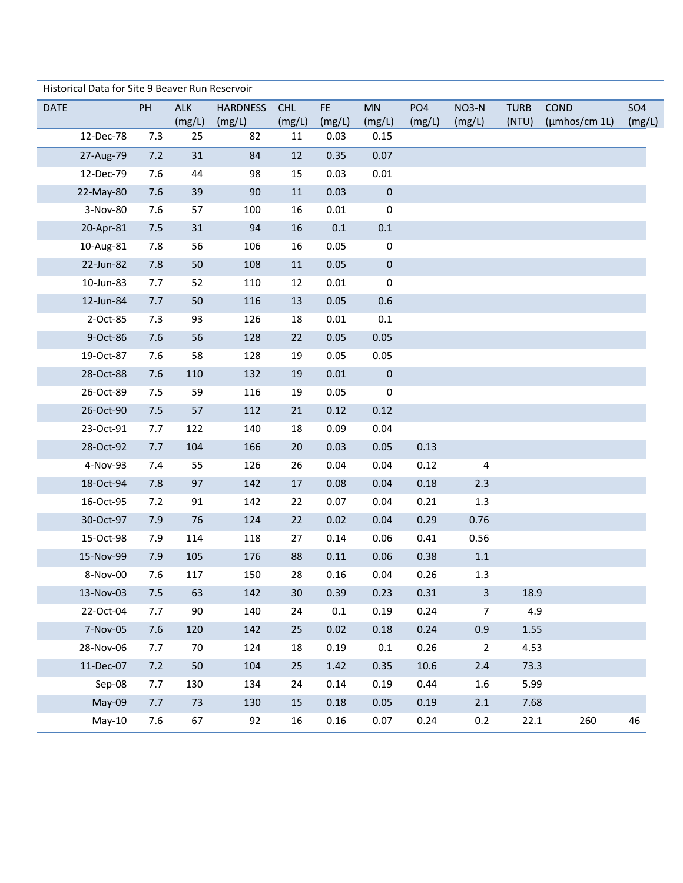Historical Data for Site 9 Beaver Run Reservoir

| DATE | PH | ALK (mg/L) | HARDNESS (mg/L) | CHL (mg/L) | FE (mg/L) | MN (mg/L) | PO4 (mg/L) | NO3-N (mg/L) | TURB (NTU) | COND (µmhos/cm 1L) | SO4 (mg/L) |
|---|---|---|---|---|---|---|---|---|---|---|---|
| 12-Dec-78 | 7.3 | 25 | 82 | 11 | 0.03 | 0.15 | | | | | |
| 27-Aug-79 | 7.2 | 31 | 84 | 12 | 0.35 | 0.07 | | | | | |
| 12-Dec-79 | 7.6 | 44 | 98 | 15 | 0.03 | 0.01 | | | | | |
| 22-May-80 | 7.6 | 39 | 90 | 11 | 0.03 | 0 | | | | | |
| 3-Nov-80 | 7.6 | 57 | 100 | 16 | 0.01 | 0 | | | | | |
| 20-Apr-81 | 7.5 | 31 | 94 | 16 | 0.1 | 0.1 | | | | | |
| 10-Aug-81 | 7.8 | 56 | 106 | 16 | 0.05 | 0 | | | | | |
| 22-Jun-82 | 7.8 | 50 | 108 | 11 | 0.05 | 0 | | | | | |
| 10-Jun-83 | 7.7 | 52 | 110 | 12 | 0.01 | 0 | | | | | |
| 12-Jun-84 | 7.7 | 50 | 116 | 13 | 0.05 | 0.6 | | | | | |
| 2-Oct-85 | 7.3 | 93 | 126 | 18 | 0.01 | 0.1 | | | | | |
| 9-Oct-86 | 7.6 | 56 | 128 | 22 | 0.05 | 0.05 | | | | | |
| 19-Oct-87 | 7.6 | 58 | 128 | 19 | 0.05 | 0.05 | | | | | |
| 28-Oct-88 | 7.6 | 110 | 132 | 19 | 0.01 | 0 | | | | | |
| 26-Oct-89 | 7.5 | 59 | 116 | 19 | 0.05 | 0 | | | | | |
| 26-Oct-90 | 7.5 | 57 | 112 | 21 | 0.12 | 0.12 | | | | | |
| 23-Oct-91 | 7.7 | 122 | 140 | 18 | 0.09 | 0.04 | | | | | |
| 28-Oct-92 | 7.7 | 104 | 166 | 20 | 0.03 | 0.05 | 0.13 | | | | |
| 4-Nov-93 | 7.4 | 55 | 126 | 26 | 0.04 | 0.04 | 0.12 | 4 | | | |
| 18-Oct-94 | 7.8 | 97 | 142 | 17 | 0.08 | 0.04 | 0.18 | 2.3 | | | |
| 16-Oct-95 | 7.2 | 91 | 142 | 22 | 0.07 | 0.04 | 0.21 | 1.3 | | | |
| 30-Oct-97 | 7.9 | 76 | 124 | 22 | 0.02 | 0.04 | 0.29 | 0.76 | | | |
| 15-Oct-98 | 7.9 | 114 | 118 | 27 | 0.14 | 0.06 | 0.41 | 0.56 | | | |
| 15-Nov-99 | 7.9 | 105 | 176 | 88 | 0.11 | 0.06 | 0.38 | 1.1 | | | |
| 8-Nov-00 | 7.6 | 117 | 150 | 28 | 0.16 | 0.04 | 0.26 | 1.3 | | | |
| 13-Nov-03 | 7.5 | 63 | 142 | 30 | 0.39 | 0.23 | 0.31 | 3 | 18.9 | | |
| 22-Oct-04 | 7.7 | 90 | 140 | 24 | 0.1 | 0.19 | 0.24 | 7 | 4.9 | | |
| 7-Nov-05 | 7.6 | 120 | 142 | 25 | 0.02 | 0.18 | 0.24 | 0.9 | 1.55 | | |
| 28-Nov-06 | 7.7 | 70 | 124 | 18 | 0.19 | 0.1 | 0.26 | 2 | 4.53 | | |
| 11-Dec-07 | 7.2 | 50 | 104 | 25 | 1.42 | 0.35 | 10.6 | 2.4 | 73.3 | | |
| Sep-08 | 7.7 | 130 | 134 | 24 | 0.14 | 0.19 | 0.44 | 1.6 | 5.99 | | |
| May-09 | 7.7 | 73 | 130 | 15 | 0.18 | 0.05 | 0.19 | 2.1 | 7.68 | | |
| May-10 | 7.6 | 67 | 92 | 16 | 0.16 | 0.07 | 0.24 | 0.2 | 22.1 | 260 | 46 |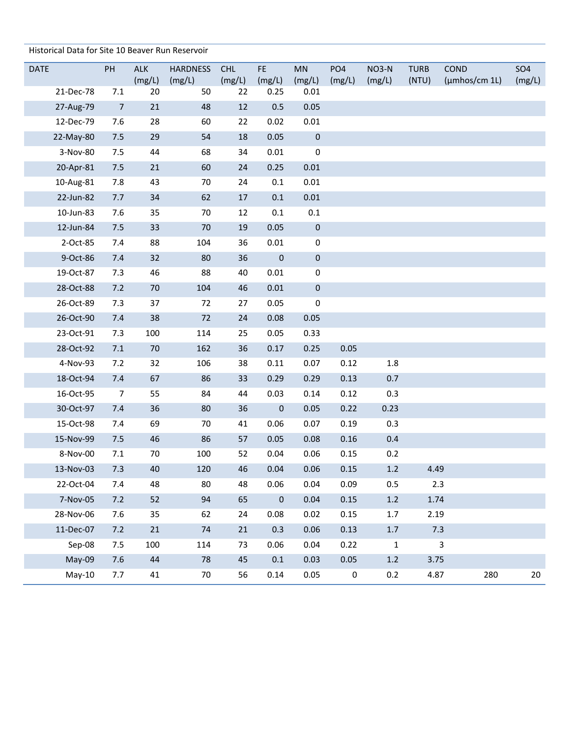Historical Data for Site 10 Beaver Run Reservoir

| DATE | PH | ALK (mg/L) | HARDNESS (mg/L) | CHL (mg/L) | FE (mg/L) | MN (mg/L) | PO4 (mg/L) | NO3-N (mg/L) | TURB (NTU) | COND (µmhos/cm 1L) | SO4 (mg/L) |
|---|---|---|---|---|---|---|---|---|---|---|---|
| 21-Dec-78 | 7.1 | 20 | 50 | 22 | 0.25 | 0.01 | | | | | |
| 27-Aug-79 | 7 | 21 | 48 | 12 | 0.5 | 0.05 | | | | | |
| 12-Dec-79 | 7.6 | 28 | 60 | 22 | 0.02 | 0.01 | | | | | |
| 22-May-80 | 7.5 | 29 | 54 | 18 | 0.05 | 0 | | | | | |
| 3-Nov-80 | 7.5 | 44 | 68 | 34 | 0.01 | 0 | | | | | |
| 20-Apr-81 | 7.5 | 21 | 60 | 24 | 0.25 | 0.01 | | | | | |
| 10-Aug-81 | 7.8 | 43 | 70 | 24 | 0.1 | 0.01 | | | | | |
| 22-Jun-82 | 7.7 | 34 | 62 | 17 | 0.1 | 0.01 | | | | | |
| 10-Jun-83 | 7.6 | 35 | 70 | 12 | 0.1 | 0.1 | | | | | |
| 12-Jun-84 | 7.5 | 33 | 70 | 19 | 0.05 | 0 | | | | | |
| 2-Oct-85 | 7.4 | 88 | 104 | 36 | 0.01 | 0 | | | | | |
| 9-Oct-86 | 7.4 | 32 | 80 | 36 | 0 | 0 | | | | | |
| 19-Oct-87 | 7.3 | 46 | 88 | 40 | 0.01 | 0 | | | | | |
| 28-Oct-88 | 7.2 | 70 | 104 | 46 | 0.01 | 0 | | | | | |
| 26-Oct-89 | 7.3 | 37 | 72 | 27 | 0.05 | 0 | | | | | |
| 26-Oct-90 | 7.4 | 38 | 72 | 24 | 0.08 | 0.05 | | | | | |
| 23-Oct-91 | 7.3 | 100 | 114 | 25 | 0.05 | 0.33 | | | | | |
| 28-Oct-92 | 7.1 | 70 | 162 | 36 | 0.17 | 0.25 | 0.05 | | | | |
| 4-Nov-93 | 7.2 | 32 | 106 | 38 | 0.11 | 0.07 | 0.12 | 1.8 | | | |
| 18-Oct-94 | 7.4 | 67 | 86 | 33 | 0.29 | 0.29 | 0.13 | 0.7 | | | |
| 16-Oct-95 | 7 | 55 | 84 | 44 | 0.03 | 0.14 | 0.12 | 0.3 | | | |
| 30-Oct-97 | 7.4 | 36 | 80 | 36 | 0 | 0.05 | 0.22 | 0.23 | | | |
| 15-Oct-98 | 7.4 | 69 | 70 | 41 | 0.06 | 0.07 | 0.19 | 0.3 | | | |
| 15-Nov-99 | 7.5 | 46 | 86 | 57 | 0.05 | 0.08 | 0.16 | 0.4 | | | |
| 8-Nov-00 | 7.1 | 70 | 100 | 52 | 0.04 | 0.06 | 0.15 | 0.2 | | | |
| 13-Nov-03 | 7.3 | 40 | 120 | 46 | 0.04 | 0.06 | 0.15 | 1.2 | 4.49 | | |
| 22-Oct-04 | 7.4 | 48 | 80 | 48 | 0.06 | 0.04 | 0.09 | 0.5 | 2.3 | | |
| 7-Nov-05 | 7.2 | 52 | 94 | 65 | 0 | 0.04 | 0.15 | 1.2 | 1.74 | | |
| 28-Nov-06 | 7.6 | 35 | 62 | 24 | 0.08 | 0.02 | 0.15 | 1.7 | 2.19 | | |
| 11-Dec-07 | 7.2 | 21 | 74 | 21 | 0.3 | 0.06 | 0.13 | 1.7 | 7.3 | | |
| Sep-08 | 7.5 | 100 | 114 | 73 | 0.06 | 0.04 | 0.22 | 1 | 3 | | |
| May-09 | 7.6 | 44 | 78 | 45 | 0.1 | 0.03 | 0.05 | 1.2 | 3.75 | | |
| May-10 | 7.7 | 41 | 70 | 56 | 0.14 | 0.05 | 0 | 0.2 | 4.87 | 280 | 20 |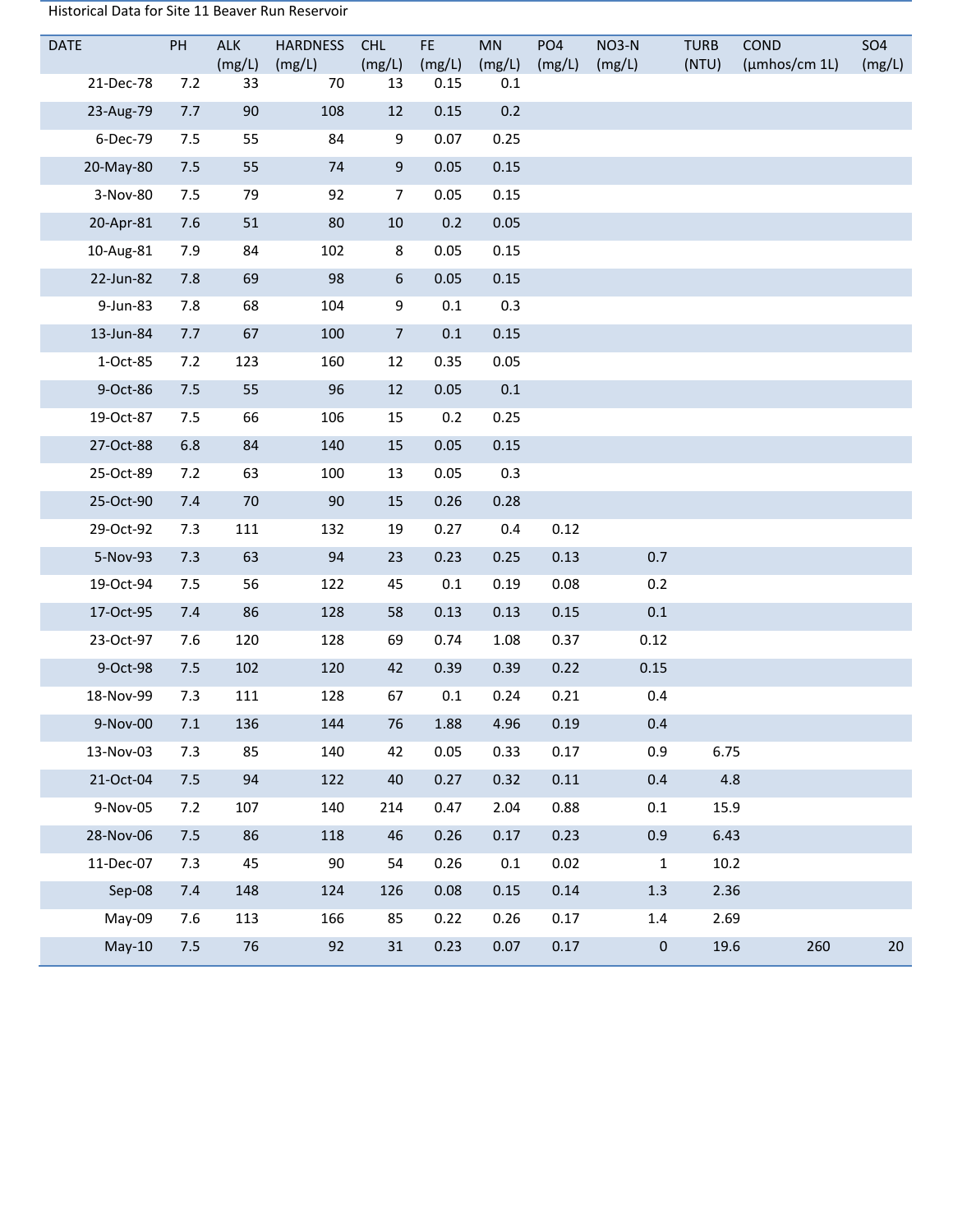Historical Data for Site 11 Beaver Run Reservoir

| DATE | PH | ALK (mg/L) | HARDNESS (mg/L) | CHL (mg/L) | FE (mg/L) | MN (mg/L) | PO4 (mg/L) | NO3-N (mg/L) | TURB (NTU) | COND (µmhos/cm 1L) | SO4 (mg/L) |
|---|---|---|---|---|---|---|---|---|---|---|---|
| 21-Dec-78 | 7.2 | 33 | 70 | 13 | 0.15 | 0.1 | | | | | |
| 23-Aug-79 | 7.7 | 90 | 108 | 12 | 0.15 | 0.2 | | | | | |
| 6-Dec-79 | 7.5 | 55 | 84 | 9 | 0.07 | 0.25 | | | | | |
| 20-May-80 | 7.5 | 55 | 74 | 9 | 0.05 | 0.15 | | | | | |
| 3-Nov-80 | 7.5 | 79 | 92 | 7 | 0.05 | 0.15 | | | | | |
| 20-Apr-81 | 7.6 | 51 | 80 | 10 | 0.2 | 0.05 | | | | | |
| 10-Aug-81 | 7.9 | 84 | 102 | 8 | 0.05 | 0.15 | | | | | |
| 22-Jun-82 | 7.8 | 69 | 98 | 6 | 0.05 | 0.15 | | | | | |
| 9-Jun-83 | 7.8 | 68 | 104 | 9 | 0.1 | 0.3 | | | | | |
| 13-Jun-84 | 7.7 | 67 | 100 | 7 | 0.1 | 0.15 | | | | | |
| 1-Oct-85 | 7.2 | 123 | 160 | 12 | 0.35 | 0.05 | | | | | |
| 9-Oct-86 | 7.5 | 55 | 96 | 12 | 0.05 | 0.1 | | | | | |
| 19-Oct-87 | 7.5 | 66 | 106 | 15 | 0.2 | 0.25 | | | | | |
| 27-Oct-88 | 6.8 | 84 | 140 | 15 | 0.05 | 0.15 | | | | | |
| 25-Oct-89 | 7.2 | 63 | 100 | 13 | 0.05 | 0.3 | | | | | |
| 25-Oct-90 | 7.4 | 70 | 90 | 15 | 0.26 | 0.28 | | | | | |
| 29-Oct-92 | 7.3 | 111 | 132 | 19 | 0.27 | 0.4 | 0.12 | | | | |
| 5-Nov-93 | 7.3 | 63 | 94 | 23 | 0.23 | 0.25 | 0.13 | 0.7 | | | |
| 19-Oct-94 | 7.5 | 56 | 122 | 45 | 0.1 | 0.19 | 0.08 | 0.2 | | | |
| 17-Oct-95 | 7.4 | 86 | 128 | 58 | 0.13 | 0.13 | 0.15 | 0.1 | | | |
| 23-Oct-97 | 7.6 | 120 | 128 | 69 | 0.74 | 1.08 | 0.37 | 0.12 | | | |
| 9-Oct-98 | 7.5 | 102 | 120 | 42 | 0.39 | 0.39 | 0.22 | 0.15 | | | |
| 18-Nov-99 | 7.3 | 111 | 128 | 67 | 0.1 | 0.24 | 0.21 | 0.4 | | | |
| 9-Nov-00 | 7.1 | 136 | 144 | 76 | 1.88 | 4.96 | 0.19 | 0.4 | | | |
| 13-Nov-03 | 7.3 | 85 | 140 | 42 | 0.05 | 0.33 | 0.17 | 0.9 | 6.75 | | |
| 21-Oct-04 | 7.5 | 94 | 122 | 40 | 0.27 | 0.32 | 0.11 | 0.4 | 4.8 | | |
| 9-Nov-05 | 7.2 | 107 | 140 | 214 | 0.47 | 2.04 | 0.88 | 0.1 | 15.9 | | |
| 28-Nov-06 | 7.5 | 86 | 118 | 46 | 0.26 | 0.17 | 0.23 | 0.9 | 6.43 | | |
| 11-Dec-07 | 7.3 | 45 | 90 | 54 | 0.26 | 0.1 | 0.02 | 1 | 10.2 | | |
| Sep-08 | 7.4 | 148 | 124 | 126 | 0.08 | 0.15 | 0.14 | 1.3 | 2.36 | | |
| May-09 | 7.6 | 113 | 166 | 85 | 0.22 | 0.26 | 0.17 | 1.4 | 2.69 | | |
| May-10 | 7.5 | 76 | 92 | 31 | 0.23 | 0.07 | 0.17 | 0 | 19.6 | 260 | 20 |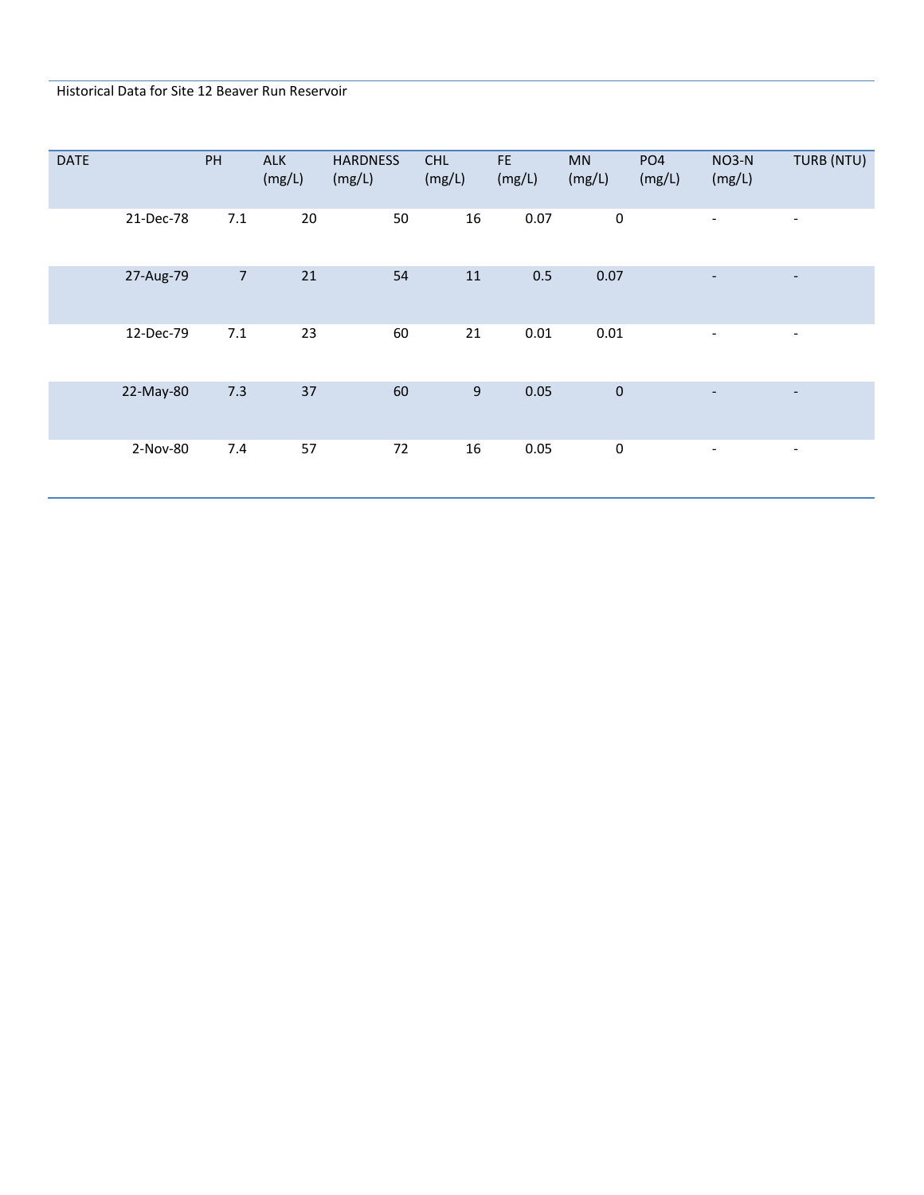Historical Data for Site 12 Beaver Run Reservoir

| DATE | PH | ALK (mg/L) | HARDNESS (mg/L) | CHL (mg/L) | FE (mg/L) | MN (mg/L) | PO4 (mg/L) | NO3-N (mg/L) | TURB (NTU) |
|---|---|---|---|---|---|---|---|---|---|
| 21-Dec-78 | 7.1 | 20 | 50 | 16 | 0.07 | 0 | | - | - |
| 27-Aug-79 | 7 | 21 | 54 | 11 | 0.5 | 0.07 | | - | - |
| 12-Dec-79 | 7.1 | 23 | 60 | 21 | 0.01 | 0.01 | | - | - |
| 22-May-80 | 7.3 | 37 | 60 | 9 | 0.05 | 0 | | - | - |
| 2-Nov-80 | 7.4 | 57 | 72 | 16 | 0.05 | 0 | | - | - |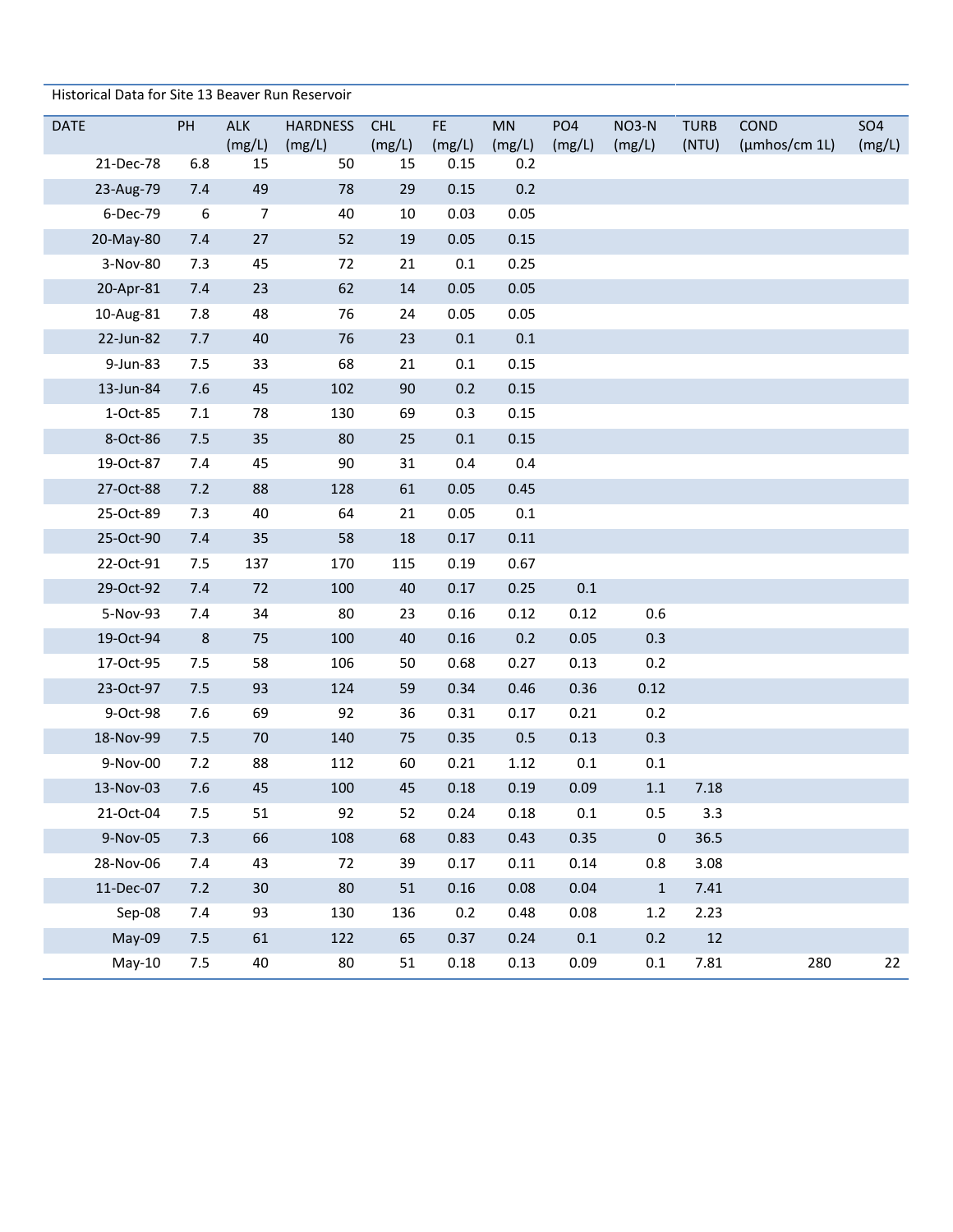Historical Data for Site 13 Beaver Run Reservoir

| DATE | PH | ALK (mg/L) | HARDNESS (mg/L) | CHL (mg/L) | FE (mg/L) | MN (mg/L) | PO4 (mg/L) | NO3-N (mg/L) | TURB (NTU) | COND (μmhos/cm 1L) | SO4 (mg/L) |
|---|---|---|---|---|---|---|---|---|---|---|---|
| 21-Dec-78 | 6.8 | 15 | 50 | 15 | 0.15 | 0.2 | | | | | |
| 23-Aug-79 | 7.4 | 49 | 78 | 29 | 0.15 | 0.2 | | | | | |
| 6-Dec-79 | 6 | 7 | 40 | 10 | 0.03 | 0.05 | | | | | |
| 20-May-80 | 7.4 | 27 | 52 | 19 | 0.05 | 0.15 | | | | | |
| 3-Nov-80 | 7.3 | 45 | 72 | 21 | 0.1 | 0.25 | | | | | |
| 20-Apr-81 | 7.4 | 23 | 62 | 14 | 0.05 | 0.05 | | | | | |
| 10-Aug-81 | 7.8 | 48 | 76 | 24 | 0.05 | 0.05 | | | | | |
| 22-Jun-82 | 7.7 | 40 | 76 | 23 | 0.1 | 0.1 | | | | | |
| 9-Jun-83 | 7.5 | 33 | 68 | 21 | 0.1 | 0.15 | | | | | |
| 13-Jun-84 | 7.6 | 45 | 102 | 90 | 0.2 | 0.15 | | | | | |
| 1-Oct-85 | 7.1 | 78 | 130 | 69 | 0.3 | 0.15 | | | | | |
| 8-Oct-86 | 7.5 | 35 | 80 | 25 | 0.1 | 0.15 | | | | | |
| 19-Oct-87 | 7.4 | 45 | 90 | 31 | 0.4 | 0.4 | | | | | |
| 27-Oct-88 | 7.2 | 88 | 128 | 61 | 0.05 | 0.45 | | | | | |
| 25-Oct-89 | 7.3 | 40 | 64 | 21 | 0.05 | 0.1 | | | | | |
| 25-Oct-90 | 7.4 | 35 | 58 | 18 | 0.17 | 0.11 | | | | | |
| 22-Oct-91 | 7.5 | 137 | 170 | 115 | 0.19 | 0.67 | | | | | |
| 29-Oct-92 | 7.4 | 72 | 100 | 40 | 0.17 | 0.25 | 0.1 | | | | |
| 5-Nov-93 | 7.4 | 34 | 80 | 23 | 0.16 | 0.12 | 0.12 | 0.6 | | | |
| 19-Oct-94 | 8 | 75 | 100 | 40 | 0.16 | 0.2 | 0.05 | 0.3 | | | |
| 17-Oct-95 | 7.5 | 58 | 106 | 50 | 0.68 | 0.27 | 0.13 | 0.2 | | | |
| 23-Oct-97 | 7.5 | 93 | 124 | 59 | 0.34 | 0.46 | 0.36 | 0.12 | | | |
| 9-Oct-98 | 7.6 | 69 | 92 | 36 | 0.31 | 0.17 | 0.21 | 0.2 | | | |
| 18-Nov-99 | 7.5 | 70 | 140 | 75 | 0.35 | 0.5 | 0.13 | 0.3 | | | |
| 9-Nov-00 | 7.2 | 88 | 112 | 60 | 0.21 | 1.12 | 0.1 | 0.1 | | | |
| 13-Nov-03 | 7.6 | 45 | 100 | 45 | 0.18 | 0.19 | 0.09 | 1.1 | 7.18 | | |
| 21-Oct-04 | 7.5 | 51 | 92 | 52 | 0.24 | 0.18 | 0.1 | 0.5 | 3.3 | | |
| 9-Nov-05 | 7.3 | 66 | 108 | 68 | 0.83 | 0.43 | 0.35 | 0 | 36.5 | | |
| 28-Nov-06 | 7.4 | 43 | 72 | 39 | 0.17 | 0.11 | 0.14 | 0.8 | 3.08 | | |
| 11-Dec-07 | 7.2 | 30 | 80 | 51 | 0.16 | 0.08 | 0.04 | 1 | 7.41 | | |
| Sep-08 | 7.4 | 93 | 130 | 136 | 0.2 | 0.48 | 0.08 | 1.2 | 2.23 | | |
| May-09 | 7.5 | 61 | 122 | 65 | 0.37 | 0.24 | 0.1 | 0.2 | 12 | | |
| May-10 | 7.5 | 40 | 80 | 51 | 0.18 | 0.13 | 0.09 | 0.1 | 7.81 | 280 | 22 |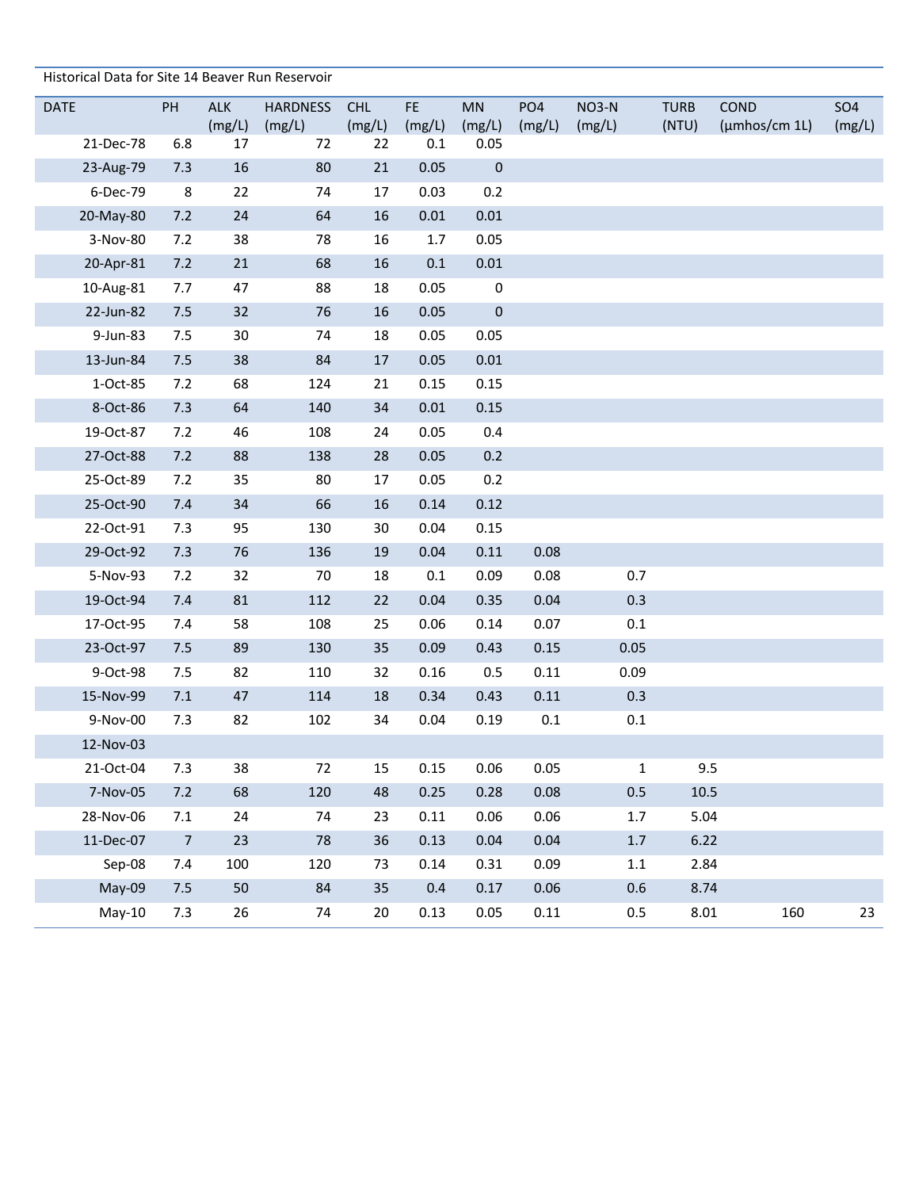Historical Data for Site 14 Beaver Run Reservoir

| DATE | PH | ALK (mg/L) | HARDNESS (mg/L) | CHL (mg/L) | FE (mg/L) | MN (mg/L) | PO4 (mg/L) | NO3-N (mg/L) | TURB (NTU) | COND (µmhos/cm 1L) | SO4 (mg/L) |
|---|---|---|---|---|---|---|---|---|---|---|---|
| 21-Dec-78 | 6.8 | 17 | 72 | 22 | 0.1 | 0.05 | | | | | |
| 23-Aug-79 | 7.3 | 16 | 80 | 21 | 0.05 | 0 | | | | | |
| 6-Dec-79 | 8 | 22 | 74 | 17 | 0.03 | 0.2 | | | | | |
| 20-May-80 | 7.2 | 24 | 64 | 16 | 0.01 | 0.01 | | | | | |
| 3-Nov-80 | 7.2 | 38 | 78 | 16 | 1.7 | 0.05 | | | | | |
| 20-Apr-81 | 7.2 | 21 | 68 | 16 | 0.1 | 0.01 | | | | | |
| 10-Aug-81 | 7.7 | 47 | 88 | 18 | 0.05 | 0 | | | | | |
| 22-Jun-82 | 7.5 | 32 | 76 | 16 | 0.05 | 0 | | | | | |
| 9-Jun-83 | 7.5 | 30 | 74 | 18 | 0.05 | 0.05 | | | | | |
| 13-Jun-84 | 7.5 | 38 | 84 | 17 | 0.05 | 0.01 | | | | | |
| 1-Oct-85 | 7.2 | 68 | 124 | 21 | 0.15 | 0.15 | | | | | |
| 8-Oct-86 | 7.3 | 64 | 140 | 34 | 0.01 | 0.15 | | | | | |
| 19-Oct-87 | 7.2 | 46 | 108 | 24 | 0.05 | 0.4 | | | | | |
| 27-Oct-88 | 7.2 | 88 | 138 | 28 | 0.05 | 0.2 | | | | | |
| 25-Oct-89 | 7.2 | 35 | 80 | 17 | 0.05 | 0.2 | | | | | |
| 25-Oct-90 | 7.4 | 34 | 66 | 16 | 0.14 | 0.12 | | | | | |
| 22-Oct-91 | 7.3 | 95 | 130 | 30 | 0.04 | 0.15 | | | | | |
| 29-Oct-92 | 7.3 | 76 | 136 | 19 | 0.04 | 0.11 | 0.08 | | | | |
| 5-Nov-93 | 7.2 | 32 | 70 | 18 | 0.1 | 0.09 | 0.08 | 0.7 | | | |
| 19-Oct-94 | 7.4 | 81 | 112 | 22 | 0.04 | 0.35 | 0.04 | 0.3 | | | |
| 17-Oct-95 | 7.4 | 58 | 108 | 25 | 0.06 | 0.14 | 0.07 | 0.1 | | | |
| 23-Oct-97 | 7.5 | 89 | 130 | 35 | 0.09 | 0.43 | 0.15 | 0.05 | | | |
| 9-Oct-98 | 7.5 | 82 | 110 | 32 | 0.16 | 0.5 | 0.11 | 0.09 | | | |
| 15-Nov-99 | 7.1 | 47 | 114 | 18 | 0.34 | 0.43 | 0.11 | 0.3 | | | |
| 9-Nov-00 | 7.3 | 82 | 102 | 34 | 0.04 | 0.19 | 0.1 | 0.1 | | | |
| 12-Nov-03 | | | | | | | | | | | |
| 21-Oct-04 | 7.3 | 38 | 72 | 15 | 0.15 | 0.06 | 0.05 | 1 | 9.5 | | |
| 7-Nov-05 | 7.2 | 68 | 120 | 48 | 0.25 | 0.28 | 0.08 | 0.5 | 10.5 | | |
| 28-Nov-06 | 7.1 | 24 | 74 | 23 | 0.11 | 0.06 | 0.06 | 1.7 | 5.04 | | |
| 11-Dec-07 | 7 | 23 | 78 | 36 | 0.13 | 0.04 | 0.04 | 1.7 | 6.22 | | |
| Sep-08 | 7.4 | 100 | 120 | 73 | 0.14 | 0.31 | 0.09 | 1.1 | 2.84 | | |
| May-09 | 7.5 | 50 | 84 | 35 | 0.4 | 0.17 | 0.06 | 0.6 | 8.74 | | |
| May-10 | 7.3 | 26 | 74 | 20 | 0.13 | 0.05 | 0.11 | 0.5 | 8.01 | 160 | 23 |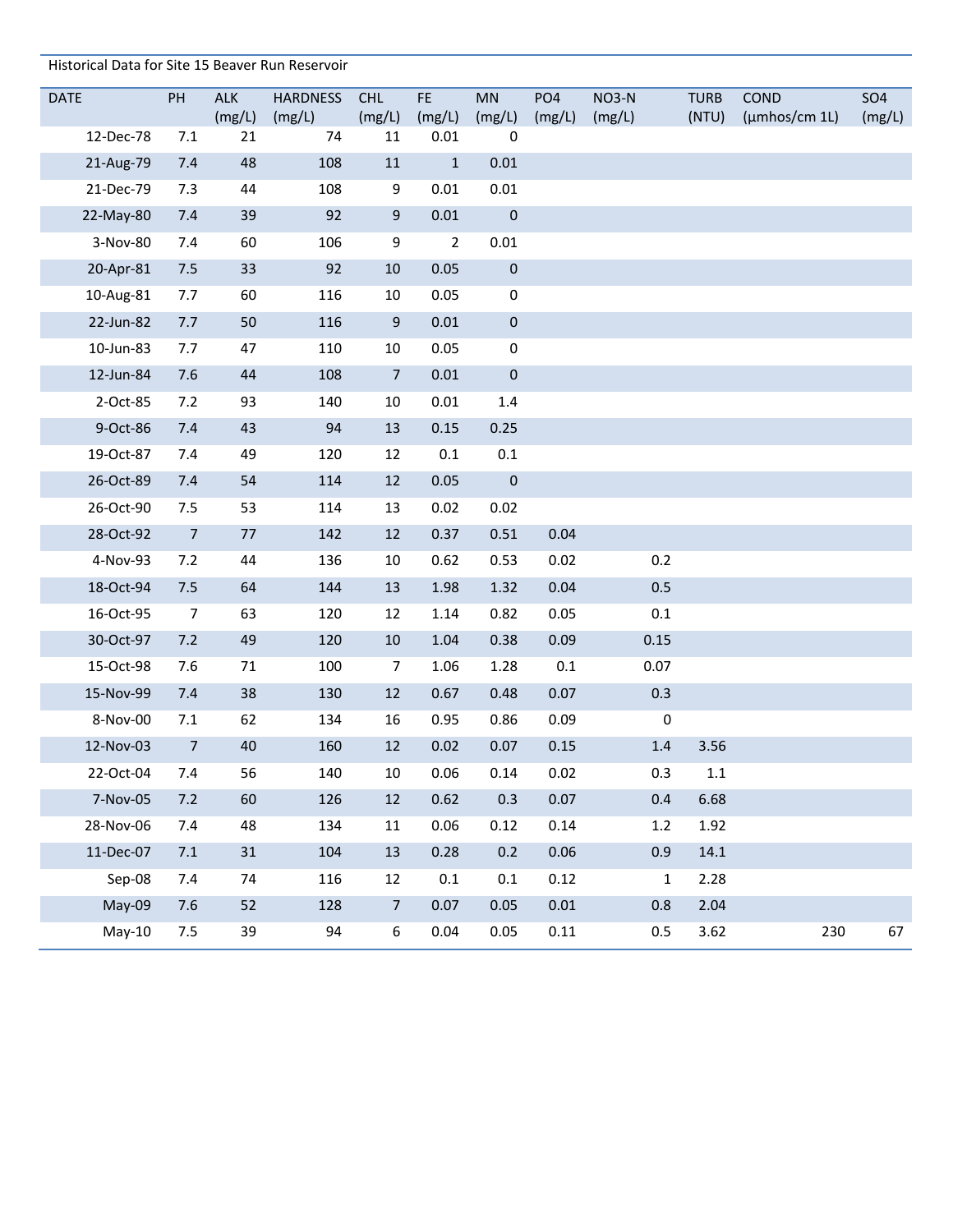Historical Data for Site 15 Beaver Run Reservoir

| DATE | PH | ALK (mg/L) | HARDNESS (mg/L) | CHL (mg/L) | FE (mg/L) | MN (mg/L) | PO4 (mg/L) | NO3-N (mg/L) | TURB (NTU) | COND (µmhos/cm 1L) | SO4 (mg/L) |
|---|---|---|---|---|---|---|---|---|---|---|---|
| 12-Dec-78 | 7.1 | 21 | 74 | 11 | 0.01 | 0 | | | | | |
| 21-Aug-79 | 7.4 | 48 | 108 | 11 | 1 | 0.01 | | | | | |
| 21-Dec-79 | 7.3 | 44 | 108 | 9 | 0.01 | 0.01 | | | | | |
| 22-May-80 | 7.4 | 39 | 92 | 9 | 0.01 | 0 | | | | | |
| 3-Nov-80 | 7.4 | 60 | 106 | 9 | 2 | 0.01 | | | | | |
| 20-Apr-81 | 7.5 | 33 | 92 | 10 | 0.05 | 0 | | | | | |
| 10-Aug-81 | 7.7 | 60 | 116 | 10 | 0.05 | 0 | | | | | |
| 22-Jun-82 | 7.7 | 50 | 116 | 9 | 0.01 | 0 | | | | | |
| 10-Jun-83 | 7.7 | 47 | 110 | 10 | 0.05 | 0 | | | | | |
| 12-Jun-84 | 7.6 | 44 | 108 | 7 | 0.01 | 0 | | | | | |
| 2-Oct-85 | 7.2 | 93 | 140 | 10 | 0.01 | 1.4 | | | | | |
| 9-Oct-86 | 7.4 | 43 | 94 | 13 | 0.15 | 0.25 | | | | | |
| 19-Oct-87 | 7.4 | 49 | 120 | 12 | 0.1 | 0.1 | | | | | |
| 26-Oct-89 | 7.4 | 54 | 114 | 12 | 0.05 | 0 | | | | | |
| 26-Oct-90 | 7.5 | 53 | 114 | 13 | 0.02 | 0.02 | | | | | |
| 28-Oct-92 | 7 | 77 | 142 | 12 | 0.37 | 0.51 | 0.04 | | | | |
| 4-Nov-93 | 7.2 | 44 | 136 | 10 | 0.62 | 0.53 | 0.02 | 0.2 | | | |
| 18-Oct-94 | 7.5 | 64 | 144 | 13 | 1.98 | 1.32 | 0.04 | 0.5 | | | |
| 16-Oct-95 | 7 | 63 | 120 | 12 | 1.14 | 0.82 | 0.05 | 0.1 | | | |
| 30-Oct-97 | 7.2 | 49 | 120 | 10 | 1.04 | 0.38 | 0.09 | 0.15 | | | |
| 15-Oct-98 | 7.6 | 71 | 100 | 7 | 1.06 | 1.28 | 0.1 | 0.07 | | | |
| 15-Nov-99 | 7.4 | 38 | 130 | 12 | 0.67 | 0.48 | 0.07 | 0.3 | | | |
| 8-Nov-00 | 7.1 | 62 | 134 | 16 | 0.95 | 0.86 | 0.09 | 0 | | | |
| 12-Nov-03 | 7 | 40 | 160 | 12 | 0.02 | 0.07 | 0.15 | 1.4 | 3.56 | | |
| 22-Oct-04 | 7.4 | 56 | 140 | 10 | 0.06 | 0.14 | 0.02 | 0.3 | 1.1 | | |
| 7-Nov-05 | 7.2 | 60 | 126 | 12 | 0.62 | 0.3 | 0.07 | 0.4 | 6.68 | | |
| 28-Nov-06 | 7.4 | 48 | 134 | 11 | 0.06 | 0.12 | 0.14 | 1.2 | 1.92 | | |
| 11-Dec-07 | 7.1 | 31 | 104 | 13 | 0.28 | 0.2 | 0.06 | 0.9 | 14.1 | | |
| Sep-08 | 7.4 | 74 | 116 | 12 | 0.1 | 0.1 | 0.12 | 1 | 2.28 | | |
| May-09 | 7.6 | 52 | 128 | 7 | 0.07 | 0.05 | 0.01 | 0.8 | 2.04 | | |
| May-10 | 7.5 | 39 | 94 | 6 | 0.04 | 0.05 | 0.11 | 0.5 | 3.62 | 230 | 67 |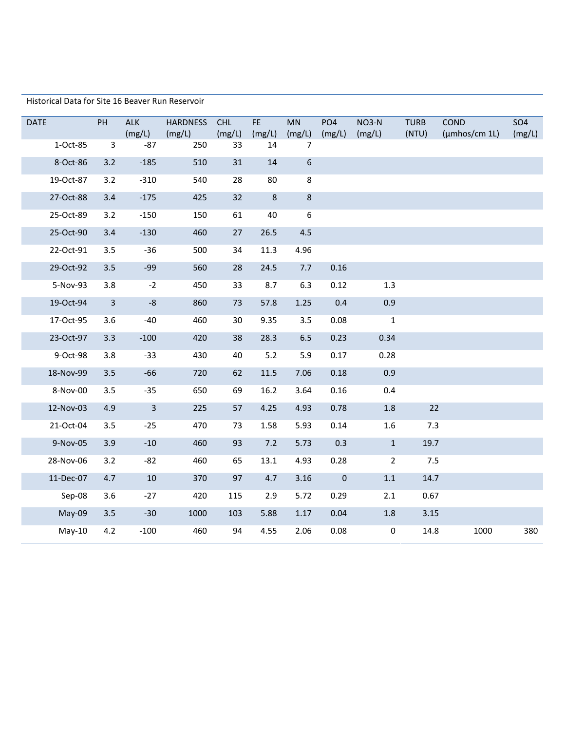Historical Data for Site 16 Beaver Run Reservoir

| DATE | PH | ALK (mg/L) | HARDNESS (mg/L) | CHL (mg/L) | FE (mg/L) | MN (mg/L) | PO4 (mg/L) | NO3-N (mg/L) | TURB (NTU) | COND (µmhos/cm 1L) | SO4 (mg/L) |
|---|---|---|---|---|---|---|---|---|---|---|---|
| 1-Oct-85 | 3 | -87 | 250 | 33 | 14 | 7 | | | | | |
| 8-Oct-86 | 3.2 | -185 | 510 | 31 | 14 | 6 | | | | | |
| 19-Oct-87 | 3.2 | -310 | 540 | 28 | 80 | 8 | | | | | |
| 27-Oct-88 | 3.4 | -175 | 425 | 32 | 8 | 8 | | | | | |
| 25-Oct-89 | 3.2 | -150 | 150 | 61 | 40 | 6 | | | | | |
| 25-Oct-90 | 3.4 | -130 | 460 | 27 | 26.5 | 4.5 | | | | | |
| 22-Oct-91 | 3.5 | -36 | 500 | 34 | 11.3 | 4.96 | | | | | |
| 29-Oct-92 | 3.5 | -99 | 560 | 28 | 24.5 | 7.7 | 0.16 | | | | |
| 5-Nov-93 | 3.8 | -2 | 450 | 33 | 8.7 | 6.3 | 0.12 | 1.3 | | | |
| 19-Oct-94 | 3 | -8 | 860 | 73 | 57.8 | 1.25 | 0.4 | 0.9 | | | |
| 17-Oct-95 | 3.6 | -40 | 460 | 30 | 9.35 | 3.5 | 0.08 | 1 | | | |
| 23-Oct-97 | 3.3 | -100 | 420 | 38 | 28.3 | 6.5 | 0.23 | 0.34 | | | |
| 9-Oct-98 | 3.8 | -33 | 430 | 40 | 5.2 | 5.9 | 0.17 | 0.28 | | | |
| 18-Nov-99 | 3.5 | -66 | 720 | 62 | 11.5 | 7.06 | 0.18 | 0.9 | | | |
| 8-Nov-00 | 3.5 | -35 | 650 | 69 | 16.2 | 3.64 | 0.16 | 0.4 | | | |
| 12-Nov-03 | 4.9 | 3 | 225 | 57 | 4.25 | 4.93 | 0.78 | 1.8 | 22 | | |
| 21-Oct-04 | 3.5 | -25 | 470 | 73 | 1.58 | 5.93 | 0.14 | 1.6 | 7.3 | | |
| 9-Nov-05 | 3.9 | -10 | 460 | 93 | 7.2 | 5.73 | 0.3 | 1 | 19.7 | | |
| 28-Nov-06 | 3.2 | -82 | 460 | 65 | 13.1 | 4.93 | 0.28 | 2 | 7.5 | | |
| 11-Dec-07 | 4.7 | 10 | 370 | 97 | 4.7 | 3.16 | 0 | 1.1 | 14.7 | | |
| Sep-08 | 3.6 | -27 | 420 | 115 | 2.9 | 5.72 | 0.29 | 2.1 | 0.67 | | |
| May-09 | 3.5 | -30 | 1000 | 103 | 5.88 | 1.17 | 0.04 | 1.8 | 3.15 | | |
| May-10 | 4.2 | -100 | 460 | 94 | 4.55 | 2.06 | 0.08 | 0 | 14.8 | 1000 | 380 |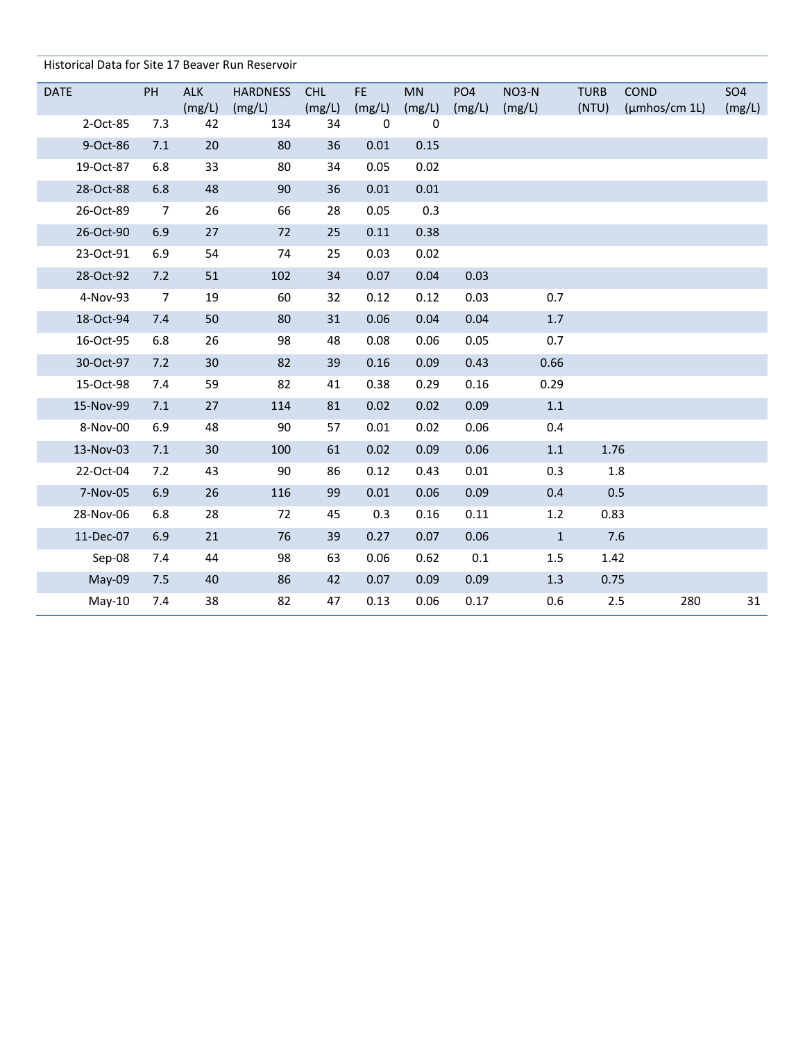Historical Data for Site 17 Beaver Run Reservoir

| DATE | PH | ALK (mg/L) | HARDNESS (mg/L) | CHL (mg/L) | FE (mg/L) | MN (mg/L) | PO4 (mg/L) | NO3-N (mg/L) | TURB (NTU) | COND (µmhos/cm 1L) | SO4 (mg/L) |
|---|---|---|---|---|---|---|---|---|---|---|---|
| 2-Oct-85 | 7.3 | 42 | 134 | 34 | 0 | 0 | | | | | |
| 9-Oct-86 | 7.1 | 20 | 80 | 36 | 0.01 | 0.15 | | | | | |
| 19-Oct-87 | 6.8 | 33 | 80 | 34 | 0.05 | 0.02 | | | | | |
| 28-Oct-88 | 6.8 | 48 | 90 | 36 | 0.01 | 0.01 | | | | | |
| 26-Oct-89 | 7 | 26 | 66 | 28 | 0.05 | 0.3 | | | | | |
| 26-Oct-90 | 6.9 | 27 | 72 | 25 | 0.11 | 0.38 | | | | | |
| 23-Oct-91 | 6.9 | 54 | 74 | 25 | 0.03 | 0.02 | | | | | |
| 28-Oct-92 | 7.2 | 51 | 102 | 34 | 0.07 | 0.04 | 0.03 | | | | |
| 4-Nov-93 | 7 | 19 | 60 | 32 | 0.12 | 0.12 | 0.03 | 0.7 | | | |
| 18-Oct-94 | 7.4 | 50 | 80 | 31 | 0.06 | 0.04 | 0.04 | 1.7 | | | |
| 16-Oct-95 | 6.8 | 26 | 98 | 48 | 0.08 | 0.06 | 0.05 | 0.7 | | | |
| 30-Oct-97 | 7.2 | 30 | 82 | 39 | 0.16 | 0.09 | 0.43 | 0.66 | | | |
| 15-Oct-98 | 7.4 | 59 | 82 | 41 | 0.38 | 0.29 | 0.16 | 0.29 | | | |
| 15-Nov-99 | 7.1 | 27 | 114 | 81 | 0.02 | 0.02 | 0.09 | 1.1 | | | |
| 8-Nov-00 | 6.9 | 48 | 90 | 57 | 0.01 | 0.02 | 0.06 | 0.4 | | | |
| 13-Nov-03 | 7.1 | 30 | 100 | 61 | 0.02 | 0.09 | 0.06 | 1.1 | 1.76 | | |
| 22-Oct-04 | 7.2 | 43 | 90 | 86 | 0.12 | 0.43 | 0.01 | 0.3 | 1.8 | | |
| 7-Nov-05 | 6.9 | 26 | 116 | 99 | 0.01 | 0.06 | 0.09 | 0.4 | 0.5 | | |
| 28-Nov-06 | 6.8 | 28 | 72 | 45 | 0.3 | 0.16 | 0.11 | 1.2 | 0.83 | | |
| 11-Dec-07 | 6.9 | 21 | 76 | 39 | 0.27 | 0.07 | 0.06 | 1 | 7.6 | | |
| Sep-08 | 7.4 | 44 | 98 | 63 | 0.06 | 0.62 | 0.1 | 1.5 | 1.42 | | |
| May-09 | 7.5 | 40 | 86 | 42 | 0.07 | 0.09 | 0.09 | 1.3 | 0.75 | | |
| May-10 | 7.4 | 38 | 82 | 47 | 0.13 | 0.06 | 0.17 | 0.6 | 2.5 | 280 | 31 |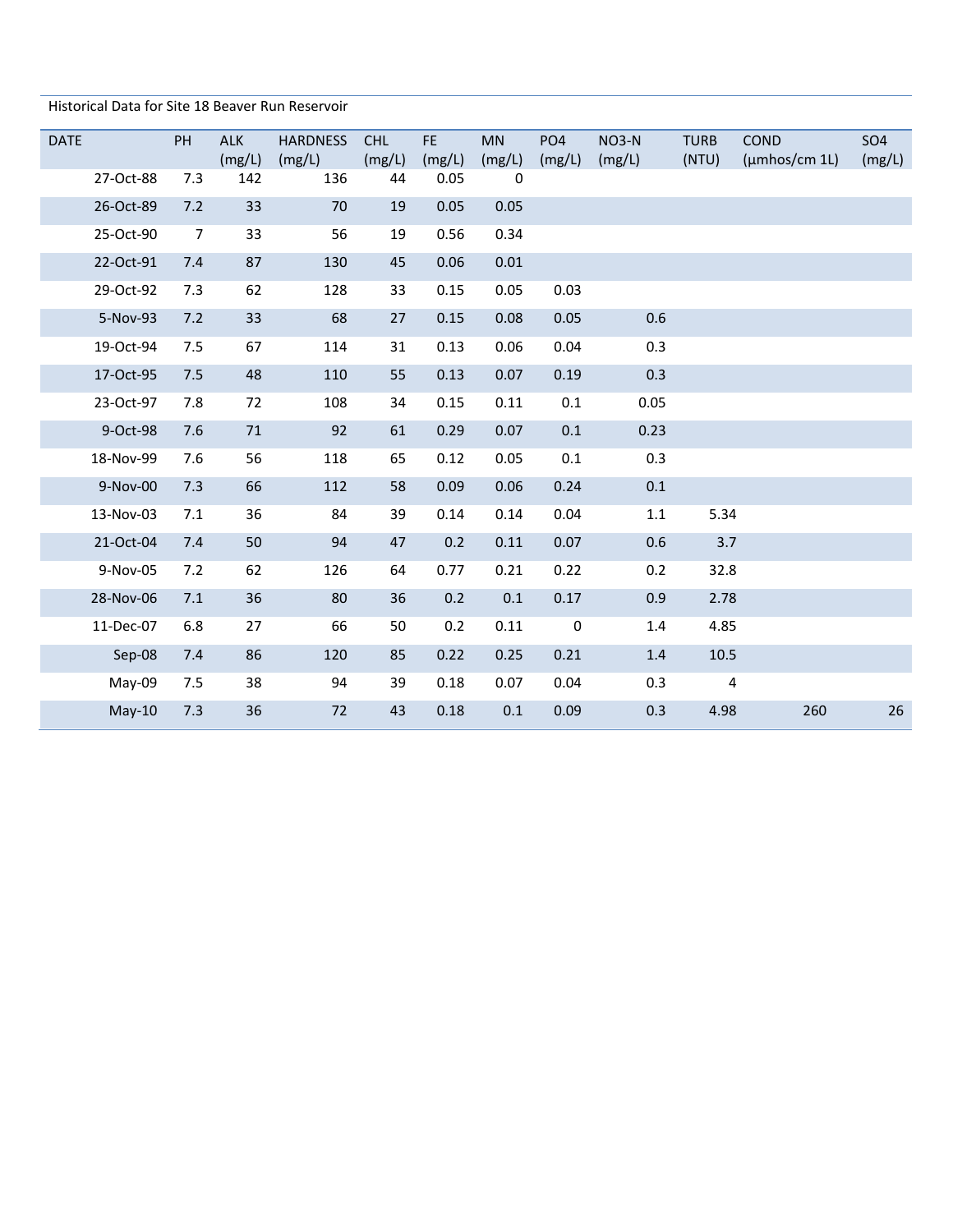Historical Data for Site 18 Beaver Run Reservoir

| DATE | PH | ALK (mg/L) | HARDNESS (mg/L) | CHL (mg/L) | FE (mg/L) | MN (mg/L) | PO4 (mg/L) | NO3-N (mg/L) | TURB (NTU) | COND (µmhos/cm 1L) | SO4 (mg/L) |
|---|---|---|---|---|---|---|---|---|---|---|---|
| 27-Oct-88 | 7.3 | 142 | 136 | 44 | 0.05 | 0 | | | | | |
| 26-Oct-89 | 7.2 | 33 | 70 | 19 | 0.05 | 0.05 | | | | | |
| 25-Oct-90 | 7 | 33 | 56 | 19 | 0.56 | 0.34 | | | | | |
| 22-Oct-91 | 7.4 | 87 | 130 | 45 | 0.06 | 0.01 | | | | | |
| 29-Oct-92 | 7.3 | 62 | 128 | 33 | 0.15 | 0.05 | 0.03 | | | | |
| 5-Nov-93 | 7.2 | 33 | 68 | 27 | 0.15 | 0.08 | 0.05 | 0.6 | | | |
| 19-Oct-94 | 7.5 | 67 | 114 | 31 | 0.13 | 0.06 | 0.04 | 0.3 | | | |
| 17-Oct-95 | 7.5 | 48 | 110 | 55 | 0.13 | 0.07 | 0.19 | 0.3 | | | |
| 23-Oct-97 | 7.8 | 72 | 108 | 34 | 0.15 | 0.11 | 0.1 | 0.05 | | | |
| 9-Oct-98 | 7.6 | 71 | 92 | 61 | 0.29 | 0.07 | 0.1 | 0.23 | | | |
| 18-Nov-99 | 7.6 | 56 | 118 | 65 | 0.12 | 0.05 | 0.1 | 0.3 | | | |
| 9-Nov-00 | 7.3 | 66 | 112 | 58 | 0.09 | 0.06 | 0.24 | 0.1 | | | |
| 13-Nov-03 | 7.1 | 36 | 84 | 39 | 0.14 | 0.14 | 0.04 | 1.1 | 5.34 | | |
| 21-Oct-04 | 7.4 | 50 | 94 | 47 | 0.2 | 0.11 | 0.07 | 0.6 | 3.7 | | |
| 9-Nov-05 | 7.2 | 62 | 126 | 64 | 0.77 | 0.21 | 0.22 | 0.2 | 32.8 | | |
| 28-Nov-06 | 7.1 | 36 | 80 | 36 | 0.2 | 0.1 | 0.17 | 0.9 | 2.78 | | |
| 11-Dec-07 | 6.8 | 27 | 66 | 50 | 0.2 | 0.11 | 0 | 1.4 | 4.85 | | |
| Sep-08 | 7.4 | 86 | 120 | 85 | 0.22 | 0.25 | 0.21 | 1.4 | 10.5 | | |
| May-09 | 7.5 | 38 | 94 | 39 | 0.18 | 0.07 | 0.04 | 0.3 | 4 | | |
| May-10 | 7.3 | 36 | 72 | 43 | 0.18 | 0.1 | 0.09 | 0.3 | 4.98 | 260 | 26 |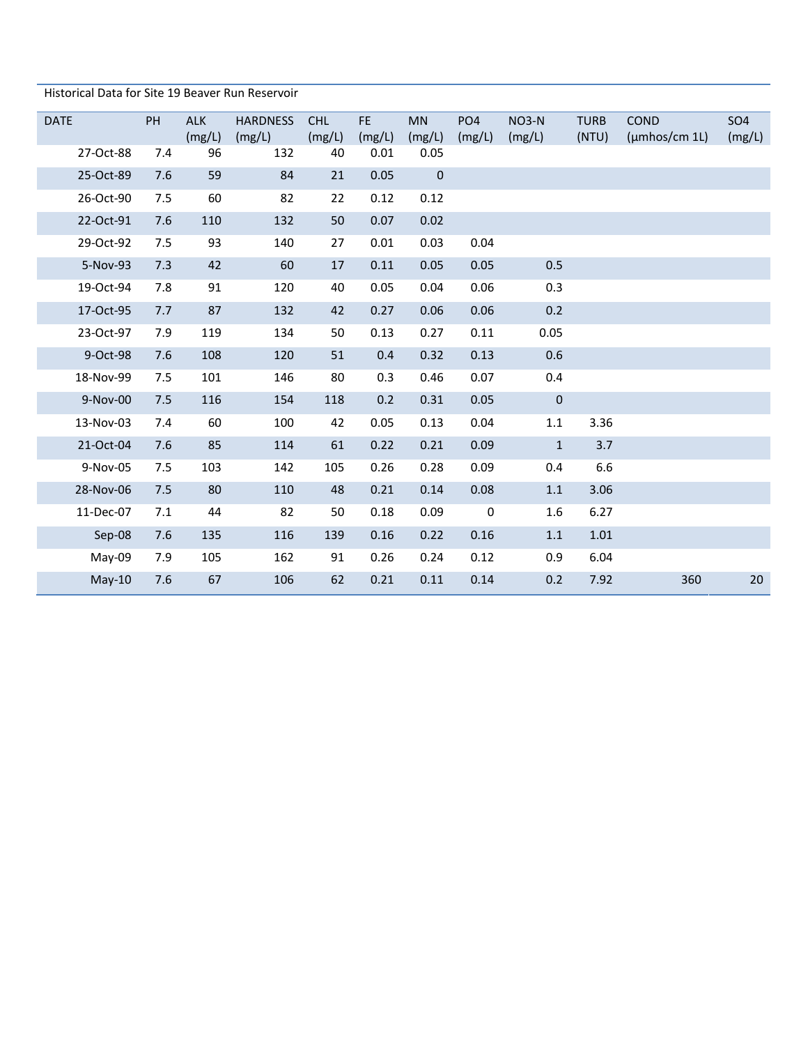Historical Data for Site 19 Beaver Run Reservoir

| DATE | PH | ALK (mg/L) | HARDNESS (mg/L) | CHL (mg/L) | FE (mg/L) | MN (mg/L) | PO4 (mg/L) | NO3-N (mg/L) | TURB (NTU) | COND (µmhos/cm 1L) | SO4 (mg/L) |
|---|---|---|---|---|---|---|---|---|---|---|---|
| 27-Oct-88 | 7.4 | 96 | 132 | 40 | 0.01 | 0.05 | | | | | |
| 25-Oct-89 | 7.6 | 59 | 84 | 21 | 0.05 | 0 | | | | | |
| 26-Oct-90 | 7.5 | 60 | 82 | 22 | 0.12 | 0.12 | | | | | |
| 22-Oct-91 | 7.6 | 110 | 132 | 50 | 0.07 | 0.02 | | | | | |
| 29-Oct-92 | 7.5 | 93 | 140 | 27 | 0.01 | 0.03 | 0.04 | | | | |
| 5-Nov-93 | 7.3 | 42 | 60 | 17 | 0.11 | 0.05 | 0.05 | 0.5 | | | |
| 19-Oct-94 | 7.8 | 91 | 120 | 40 | 0.05 | 0.04 | 0.06 | 0.3 | | | |
| 17-Oct-95 | 7.7 | 87 | 132 | 42 | 0.27 | 0.06 | 0.06 | 0.2 | | | |
| 23-Oct-97 | 7.9 | 119 | 134 | 50 | 0.13 | 0.27 | 0.11 | 0.05 | | | |
| 9-Oct-98 | 7.6 | 108 | 120 | 51 | 0.4 | 0.32 | 0.13 | 0.6 | | | |
| 18-Nov-99 | 7.5 | 101 | 146 | 80 | 0.3 | 0.46 | 0.07 | 0.4 | | | |
| 9-Nov-00 | 7.5 | 116 | 154 | 118 | 0.2 | 0.31 | 0.05 | 0 | | | |
| 13-Nov-03 | 7.4 | 60 | 100 | 42 | 0.05 | 0.13 | 0.04 | 1.1 | 3.36 | | |
| 21-Oct-04 | 7.6 | 85 | 114 | 61 | 0.22 | 0.21 | 0.09 | 1 | 3.7 | | |
| 9-Nov-05 | 7.5 | 103 | 142 | 105 | 0.26 | 0.28 | 0.09 | 0.4 | 6.6 | | |
| 28-Nov-06 | 7.5 | 80 | 110 | 48 | 0.21 | 0.14 | 0.08 | 1.1 | 3.06 | | |
| 11-Dec-07 | 7.1 | 44 | 82 | 50 | 0.18 | 0.09 | 0 | 1.6 | 6.27 | | |
| Sep-08 | 7.6 | 135 | 116 | 139 | 0.16 | 0.22 | 0.16 | 1.1 | 1.01 | | |
| May-09 | 7.9 | 105 | 162 | 91 | 0.26 | 0.24 | 0.12 | 0.9 | 6.04 | | |
| May-10 | 7.6 | 67 | 106 | 62 | 0.21 | 0.11 | 0.14 | 0.2 | 7.92 | 360 | 20 |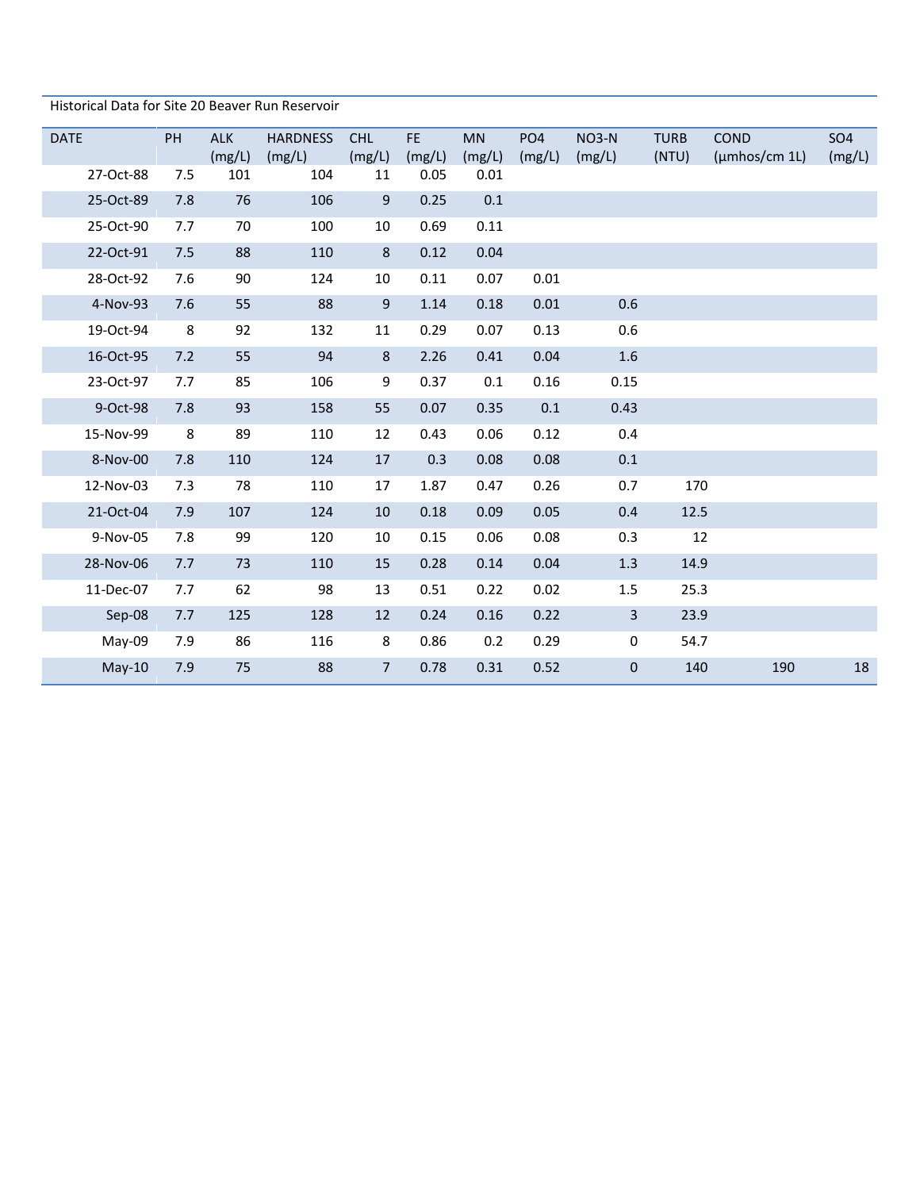Historical Data for Site 20 Beaver Run Reservoir

| DATE | PH | ALK (mg/L) | HARDNESS (mg/L) | CHL (mg/L) | FE (mg/L) | MN (mg/L) | PO4 (mg/L) | NO3-N (mg/L) | TURB (NTU) | COND (µmhos/cm 1L) | SO4 (mg/L) |
|---|---|---|---|---|---|---|---|---|---|---|---|
| 27-Oct-88 | 7.5 | 101 | 104 | 11 | 0.05 | 0.01 | | | | | |
| 25-Oct-89 | 7.8 | 76 | 106 | 9 | 0.25 | 0.1 | | | | | |
| 25-Oct-90 | 7.7 | 70 | 100 | 10 | 0.69 | 0.11 | | | | | |
| 22-Oct-91 | 7.5 | 88 | 110 | 8 | 0.12 | 0.04 | | | | | |
| 28-Oct-92 | 7.6 | 90 | 124 | 10 | 0.11 | 0.07 | 0.01 | | | | |
| 4-Nov-93 | 7.6 | 55 | 88 | 9 | 1.14 | 0.18 | 0.01 | 0.6 | | | |
| 19-Oct-94 | 8 | 92 | 132 | 11 | 0.29 | 0.07 | 0.13 | 0.6 | | | |
| 16-Oct-95 | 7.2 | 55 | 94 | 8 | 2.26 | 0.41 | 0.04 | 1.6 | | | |
| 23-Oct-97 | 7.7 | 85 | 106 | 9 | 0.37 | 0.1 | 0.16 | 0.15 | | | |
| 9-Oct-98 | 7.8 | 93 | 158 | 55 | 0.07 | 0.35 | 0.1 | 0.43 | | | |
| 15-Nov-99 | 8 | 89 | 110 | 12 | 0.43 | 0.06 | 0.12 | 0.4 | | | |
| 8-Nov-00 | 7.8 | 110 | 124 | 17 | 0.3 | 0.08 | 0.08 | 0.1 | | | |
| 12-Nov-03 | 7.3 | 78 | 110 | 17 | 1.87 | 0.47 | 0.26 | 0.7 | 170 | | |
| 21-Oct-04 | 7.9 | 107 | 124 | 10 | 0.18 | 0.09 | 0.05 | 0.4 | 12.5 | | |
| 9-Nov-05 | 7.8 | 99 | 120 | 10 | 0.15 | 0.06 | 0.08 | 0.3 | 12 | | |
| 28-Nov-06 | 7.7 | 73 | 110 | 15 | 0.28 | 0.14 | 0.04 | 1.3 | 14.9 | | |
| 11-Dec-07 | 7.7 | 62 | 98 | 13 | 0.51 | 0.22 | 0.02 | 1.5 | 25.3 | | |
| Sep-08 | 7.7 | 125 | 128 | 12 | 0.24 | 0.16 | 0.22 | 3 | 23.9 | | |
| May-09 | 7.9 | 86 | 116 | 8 | 0.86 | 0.2 | 0.29 | 0 | 54.7 | | |
| May-10 | 7.9 | 75 | 88 | 7 | 0.78 | 0.31 | 0.52 | 0 | 140 | 190 | 18 |